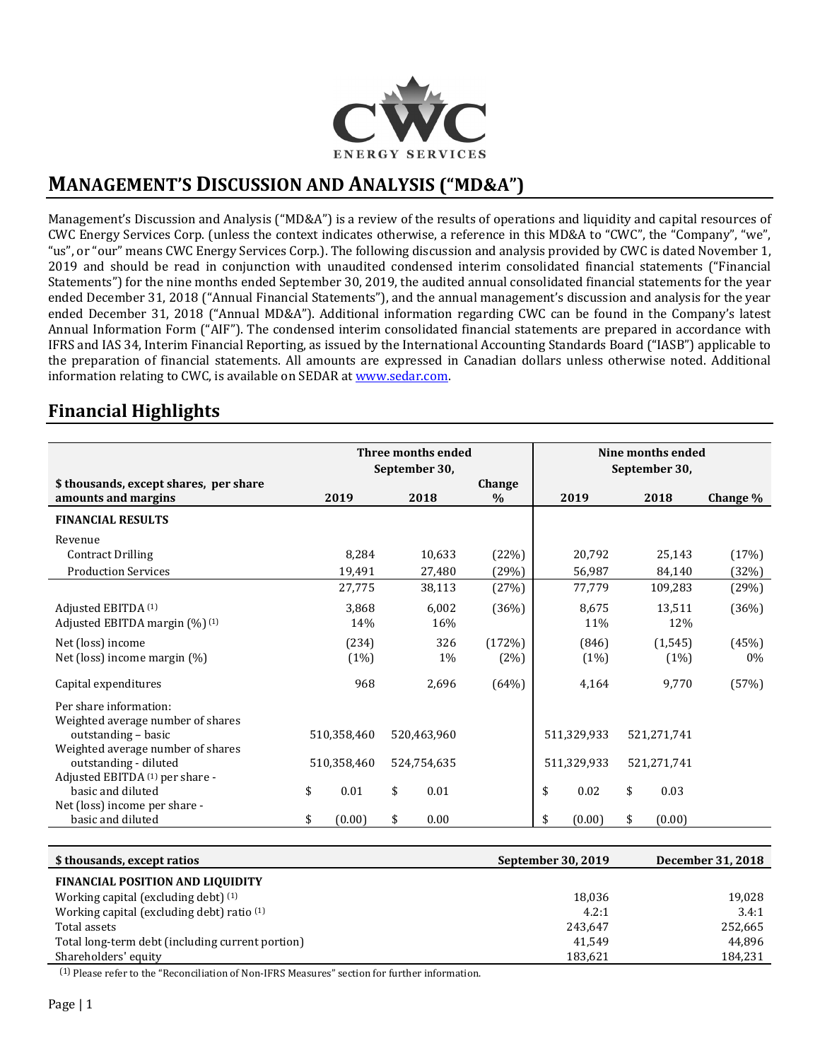# MANAGEMENT'S DISCUSSION AND ANALYSIS ("MD&A")

Management's Discussion and Analysis ("MD&A") is a review of the results of operations and liquidity and capital resources of CWC Energy Services Corp. (unless the context indicates otherwise, a reference in this MD&A to "CWC", the "Company", "we", "us", or "our" means CWC Energy Services Corp.). The following discussion and analysis provided by CWC is dated November 1, 2019 and should be read in conjunction with unaudited condensed interim consolidated financial statements ("Financial Statements") for the nine months ended September 30, 2019, the audited annual consolidated financial statements for the year ended December 31, 2018 ("Annual Financial Statements"), and the annual management's discussion and analysis for the year ended December 31, 2018 ("Annual MD&A"). Additional information regarding CWC can be found in the Company's latest Annual Information Form ("AIF"). The condensed interim consolidated financial statements are prepared in accordance with IFRS and IAS 34, Interim Financial Reporting, as issued by the International Accounting Standards Board ("IASB") applicable to the preparation of financial statements. All amounts are expressed in Canadian dollars unless otherwise noted. Additional information relating to CWC, is available on SEDAR at www.sedar.com.

## Financial Highlights

| $ thousands, except shares, per share amounts and margins | Three months ended September 30, 2019 | Three months ended September 30, 2018 | Change % | Nine months ended September 30, 2019 | Nine months ended September 30, 2018 | Change % |
|---|---|---|---|---|---|---|
| **FINANCIAL RESULTS** | | | | | | |
| Revenue | | | | | | |
| Contract Drilling | 8,284 | 10,633 | (22%) | 20,792 | 25,143 | (17%) |
| Production Services | 19,491 | 27,480 | (29%) | 56,987 | 84,140 | (32%) |
| | 27,775 | 38,113 | (27%) | 77,779 | 109,283 | (29%) |
| Adjusted EBITDA (1) | 3,868 | 6,002 | (36%) | 8,675 | 13,511 | (36%) |
| Adjusted EBITDA margin (%) (1) | 14% | 16% | | 11% | 12% | |
| Net (loss) income | (234) | 326 | (172%) | (846) | (1,545) | (45%) |
| Net (loss) income margin (%) | (1%) | 1% | (2%) | (1%) | (1%) | 0% |
| Capital expenditures | 968 | 2,696 | (64%) | 4,164 | 9,770 | (57%) |
| Per share information: | | | | | | |
| Weighted average number of shares outstanding – basic | 510,358,460 | 520,463,960 | | 511,329,933 | 521,271,741 | |
| Weighted average number of shares outstanding - diluted | 510,358,460 | 524,754,635 | | 511,329,933 | 521,271,741 | |
| Adjusted EBITDA (1) per share - basic and diluted | $ 0.01 | $ 0.01 | | $ 0.02 | $ 0.03 | |
| Net (loss) income per share - basic and diluted | $ (0.00) | $ 0.00 | | $ (0.00) | $ (0.00) | |

| $ thousands, except ratios | September 30, 2019 | December 31, 2018 |
|---|---|---|
| **FINANCIAL POSITION AND LIQUIDITY** | | |
| Working capital (excluding debt) (1) | 18,036 | 19,028 |
| Working capital (excluding debt) ratio (1) | 4.2:1 | 3.4:1 |
| Total assets | 243,647 | 252,665 |
| Total long-term debt (including current portion) | 41,549 | 44,896 |
| Shareholders' equity | 183,621 | 184,231 |

(1) Please refer to the "Reconciliation of Non-IFRS Measures" section for further information.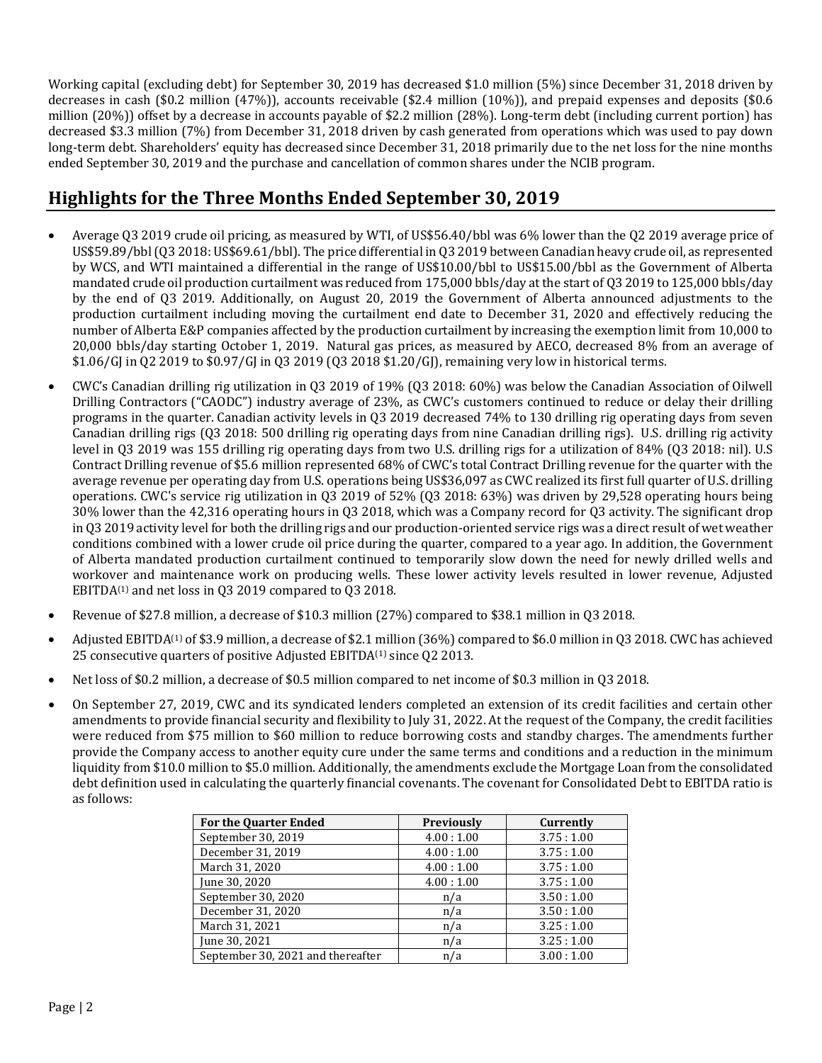Working capital (excluding debt) for September 30, 2019 has decreased $1.0 million (5%) since December 31, 2018 driven by decreases in cash ($0.2 million (47%)), accounts receivable ($2.4 million (10%)), and prepaid expenses and deposits ($0.6 million (20%)) offset by a decrease in accounts payable of $2.2 million (28%). Long-term debt (including current portion) has decreased $3.3 million (7%) from December 31, 2018 driven by cash generated from operations which was used to pay down long-term debt. Shareholders' equity has decreased since December 31, 2018 primarily due to the net loss for the nine months ended September 30, 2019 and the purchase and cancellation of common shares under the NCIB program.

## Highlights for the Three Months Ended September 30, 2019

- Average Q3 2019 crude oil pricing, as measured by WTI, of US$56.40/bbl was 6% lower than the Q2 2019 average price of US$59.89/bbl (Q3 2018: US$69.61/bbl). The price differential in Q3 2019 between Canadian heavy crude oil, as represented by WCS, and WTI maintained a differential in the range of US$10.00/bbl to US$15.00/bbl as the Government of Alberta mandated crude oil production curtailment was reduced from 175,000 bbls/day at the start of Q3 2019 to 125,000 bbls/day by the end of Q3 2019. Additionally, on August 20, 2019 the Government of Alberta announced adjustments to the production curtailment including moving the curtailment end date to December 31, 2020 and effectively reducing the number of Alberta E&P companies affected by the production curtailment by increasing the exemption limit from 10,000 to 20,000 bbls/day starting October 1, 2019. Natural gas prices, as measured by AECO, decreased 8% from an average of $1.06/GJ in Q2 2019 to $0.97/GJ in Q3 2019 (Q3 2018 $1.20/GJ), remaining very low in historical terms.
- CWC's Canadian drilling rig utilization in Q3 2019 of 19% (Q3 2018: 60%) was below the Canadian Association of Oilwell Drilling Contractors ("CAODC") industry average of 23%, as CWC's customers continued to reduce or delay their drilling programs in the quarter. Canadian activity levels in Q3 2019 decreased 74% to 130 drilling rig operating days from seven Canadian drilling rigs (Q3 2018: 500 drilling rig operating days from nine Canadian drilling rigs). U.S. drilling rig activity level in Q3 2019 was 155 drilling rig operating days from two U.S. drilling rigs for a utilization of 84% (Q3 2018: nil). U.S Contract Drilling revenue of $5.6 million represented 68% of CWC's total Contract Drilling revenue for the quarter with the average revenue per operating day from U.S. operations being US$36,097 as CWC realized its first full quarter of U.S. drilling operations. CWC's service rig utilization in Q3 2019 of 52% (Q3 2018: 63%) was driven by 29,528 operating hours being 30% lower than the 42,316 operating hours in Q3 2018, which was a Company record for Q3 activity. The significant drop in Q3 2019 activity level for both the drilling rigs and our production-oriented service rigs was a direct result of wet weather conditions combined with a lower crude oil price during the quarter, compared to a year ago. In addition, the Government of Alberta mandated production curtailment continued to temporarily slow down the need for newly drilled wells and workover and maintenance work on producing wells. These lower activity levels resulted in lower revenue, Adjusted EBITDA[1] and net loss in Q3 2019 compared to Q3 2018.
- Revenue of $27.8 million, a decrease of $10.3 million (27%) compared to $38.1 million in Q3 2018.
- Adjusted EBITDA[1] of $3.9 million, a decrease of $2.1 million (36%) compared to $6.0 million in Q3 2018. CWC has achieved 25 consecutive quarters of positive Adjusted EBITDA[1] since Q2 2013.
- Net loss of $0.2 million, a decrease of $0.5 million compared to net income of $0.3 million in Q3 2018.
- On September 27, 2019, CWC and its syndicated lenders completed an extension of its credit facilities and certain other amendments to provide financial security and flexibility to July 31, 2022. At the request of the Company, the credit facilities were reduced from $75 million to $60 million to reduce borrowing costs and standby charges. The amendments further provide the Company access to another equity cure under the same terms and conditions and a reduction in the minimum liquidity from $10.0 million to $5.0 million. Additionally, the amendments exclude the Mortgage Loan from the consolidated debt definition used in calculating the quarterly financial covenants. The covenant for Consolidated Debt to EBITDA ratio is as follows:

| For the Quarter Ended | Previously | Currently |
|---|---|---|
| September 30, 2019 | 4.00 : 1.00 | 3.75 : 1.00 |
| December 31, 2019 | 4.00 : 1.00 | 3.75 : 1.00 |
| March 31, 2020 | 4.00 : 1.00 | 3.75 : 1.00 |
| June 30, 2020 | 4.00 : 1.00 | 3.75 : 1.00 |
| September 30, 2020 | n/a | 3.50 : 1.00 |
| December 31, 2020 | n/a | 3.50 : 1.00 |
| March 31, 2021 | n/a | 3.25 : 1.00 |
| June 30, 2021 | n/a | 3.25 : 1.00 |
| September 30, 2021 and thereafter | n/a | 3.00 : 1.00 |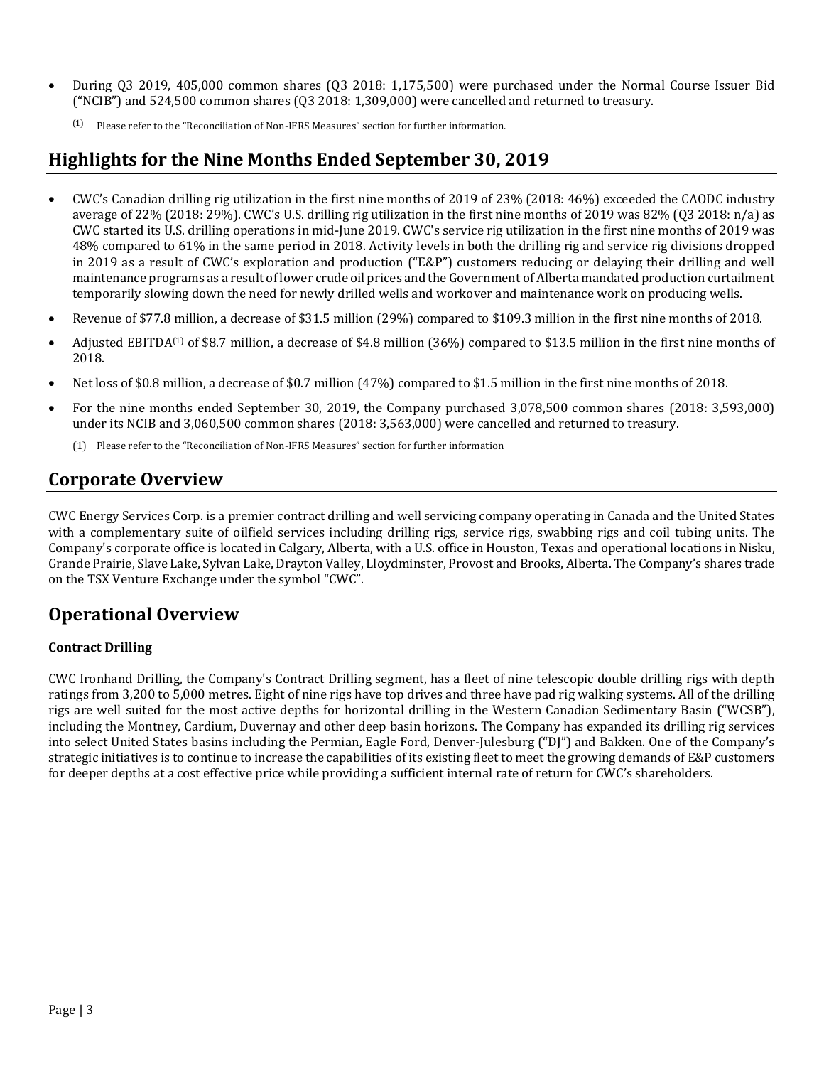- During Q3 2019, 405,000 common shares (Q3 2018: 1,175,500) were purchased under the Normal Course Issuer Bid ("NCIB") and 524,500 common shares (Q3 2018: 1,309,000) were cancelled and returned to treasury.

  (1) Please refer to the "Reconciliation of Non-IFRS Measures" section for further information.

## Highlights for the Nine Months Ended September 30, 2019

- CWC's Canadian drilling rig utilization in the first nine months of 2019 of 23% (2018: 46%) exceeded the CAODC industry average of 22% (2018: 29%). CWC's U.S. drilling rig utilization in the first nine months of 2019 was 82% (Q3 2018: n/a) as CWC started its U.S. drilling operations in mid-June 2019. CWC's service rig utilization in the first nine months of 2019 was 48% compared to 61% in the same period in 2018. Activity levels in both the drilling rig and service rig divisions dropped in 2019 as a result of CWC's exploration and production ("E&P") customers reducing or delaying their drilling and well maintenance programs as a result of lower crude oil prices and the Government of Alberta mandated production curtailment temporarily slowing down the need for newly drilled wells and workover and maintenance work on producing wells.
- Revenue of $77.8 million, a decrease of $31.5 million (29%) compared to $109.3 million in the first nine months of 2018.
- Adjusted EBITDA(1) of $8.7 million, a decrease of $4.8 million (36%) compared to $13.5 million in the first nine months of 2018.
- Net loss of $0.8 million, a decrease of $0.7 million (47%) compared to $1.5 million in the first nine months of 2018.
- For the nine months ended September 30, 2019, the Company purchased 3,078,500 common shares (2018: 3,593,000) under its NCIB and 3,060,500 common shares (2018: 3,563,000) were cancelled and returned to treasury.

  (1) Please refer to the "Reconciliation of Non-IFRS Measures" section for further information

## Corporate Overview

CWC Energy Services Corp. is a premier contract drilling and well servicing company operating in Canada and the United States with a complementary suite of oilfield services including drilling rigs, service rigs, swabbing rigs and coil tubing units. The Company's corporate office is located in Calgary, Alberta, with a U.S. office in Houston, Texas and operational locations in Nisku, Grande Prairie, Slave Lake, Sylvan Lake, Drayton Valley, Lloydminster, Provost and Brooks, Alberta. The Company's shares trade on the TSX Venture Exchange under the symbol "CWC".

## Operational Overview

### Contract Drilling

CWC Ironhand Drilling, the Company's Contract Drilling segment, has a fleet of nine telescopic double drilling rigs with depth ratings from 3,200 to 5,000 metres. Eight of nine rigs have top drives and three have pad rig walking systems. All of the drilling rigs are well suited for the most active depths for horizontal drilling in the Western Canadian Sedimentary Basin ("WCSB"), including the Montney, Cardium, Duvernay and other deep basin horizons. The Company has expanded its drilling rig services into select United States basins including the Permian, Eagle Ford, Denver-Julesburg ("DJ") and Bakken. One of the Company's strategic initiatives is to continue to increase the capabilities of its existing fleet to meet the growing demands of E&P customers for deeper depths at a cost effective price while providing a sufficient internal rate of return for CWC's shareholders.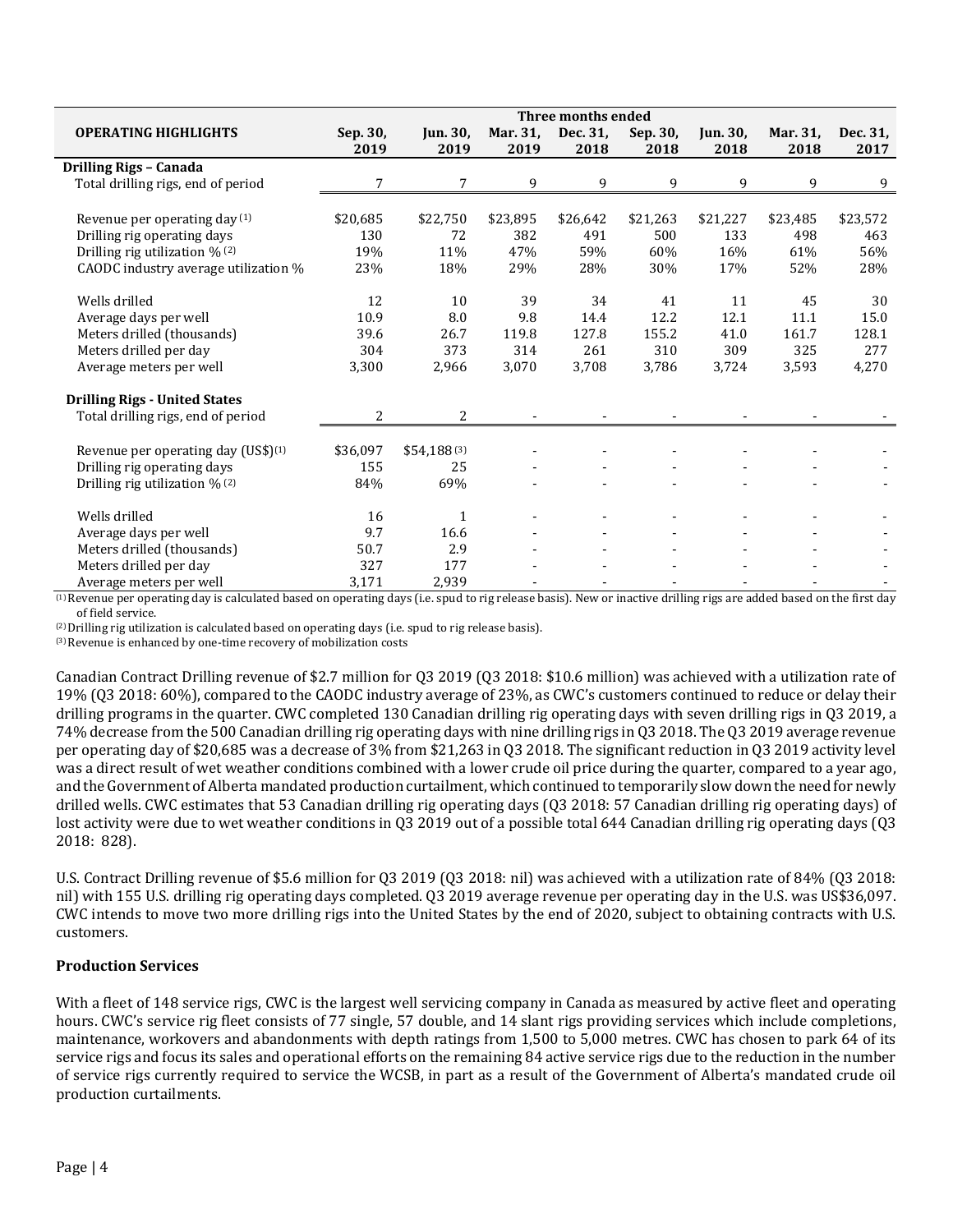| OPERATING HIGHLIGHTS | Three months ended | | | | | | | |
|---|---|---|---|---|---|---|---|---|
| | Sep. 30, 2019 | Jun. 30, 2019 | Mar. 31, 2019 | Dec. 31, 2018 | Sep. 30, 2018 | Jun. 30, 2018 | Mar. 31, 2018 | Dec. 31, 2017 |
| **Drilling Rigs – Canada** | | | | | | | | |
| Total drilling rigs, end of period | 7 | 7 | 9 | 9 | 9 | 9 | 9 | 9 |
| Revenue per operating day [1] | $20,685 | $22,750 | $23,895 | $26,642 | $21,263 | $21,227 | $23,485 | $23,572 |
| Drilling rig operating days | 130 | 72 | 382 | 491 | 500 | 133 | 498 | 463 |
| Drilling rig utilization % [2] | 19% | 11% | 47% | 59% | 60% | 16% | 61% | 56% |
| CAODC industry average utilization % | 23% | 18% | 29% | 28% | 30% | 17% | 52% | 28% |
| Wells drilled | 12 | 10 | 39 | 34 | 41 | 11 | 45 | 30 |
| Average days per well | 10.9 | 8.0 | 9.8 | 14.4 | 12.2 | 12.1 | 11.1 | 15.0 |
| Meters drilled (thousands) | 39.6 | 26.7 | 119.8 | 127.8 | 155.2 | 41.0 | 161.7 | 128.1 |
| Meters drilled per day | 304 | 373 | 314 | 261 | 310 | 309 | 325 | 277 |
| Average meters per well | 3,300 | 2,966 | 3,070 | 3,708 | 3,786 | 3,724 | 3,593 | 4,270 |
| **Drilling Rigs - United States** | | | | | | | | |
| Total drilling rigs, end of period | 2 | 2 | - | - | - | - | - | - |
| Revenue per operating day (US$)[1] | $36,097 | $54,188 [3] | - | - | - | - | - | - |
| Drilling rig operating days | 155 | 25 | - | - | - | - | - | - |
| Drilling rig utilization % [2] | 84% | 69% | - | - | - | - | - | - |
| Wells drilled | 16 | 1 | - | - | - | - | - | - |
| Average days per well | 9.7 | 16.6 | - | - | - | - | - | - |
| Meters drilled (thousands) | 50.7 | 2.9 | - | - | - | - | - | - |
| Meters drilled per day | 327 | 177 | - | - | - | - | - | - |
| Average meters per well | 3,171 | 2,939 | - | - | - | - | - | - |

[1] Revenue per operating day is calculated based on operating days (i.e. spud to rig release basis). New or inactive drilling rigs are added based on the first day of field service.

[2] Drilling rig utilization is calculated based on operating days (i.e. spud to rig release basis).

[3] Revenue is enhanced by one-time recovery of mobilization costs

Canadian Contract Drilling revenue of $2.7 million for Q3 2019 (Q3 2018: $10.6 million) was achieved with a utilization rate of 19% (Q3 2018: 60%), compared to the CAODC industry average of 23%, as CWC's customers continued to reduce or delay their drilling programs in the quarter. CWC completed 130 Canadian drilling rig operating days with seven drilling rigs in Q3 2019, a 74% decrease from the 500 Canadian drilling rig operating days with nine drilling rigs in Q3 2018. The Q3 2019 average revenue per operating day of $20,685 was a decrease of 3% from $21,263 in Q3 2018. The significant reduction in Q3 2019 activity level was a direct result of wet weather conditions combined with a lower crude oil price during the quarter, compared to a year ago, and the Government of Alberta mandated production curtailment, which continued to temporarily slow down the need for newly drilled wells. CWC estimates that 53 Canadian drilling rig operating days (Q3 2018: 57 Canadian drilling rig operating days) of lost activity were due to wet weather conditions in Q3 2019 out of a possible total 644 Canadian drilling rig operating days (Q3 2018: 828).

U.S. Contract Drilling revenue of $5.6 million for Q3 2019 (Q3 2018: nil) was achieved with a utilization rate of 84% (Q3 2018: nil) with 155 U.S. drilling rig operating days completed. Q3 2019 average revenue per operating day in the U.S. was US$36,097. CWC intends to move two more drilling rigs into the United States by the end of 2020, subject to obtaining contracts with U.S. customers.

## Production Services

With a fleet of 148 service rigs, CWC is the largest well servicing company in Canada as measured by active fleet and operating hours. CWC's service rig fleet consists of 77 single, 57 double, and 14 slant rigs providing services which include completions, maintenance, workovers and abandonments with depth ratings from 1,500 to 5,000 metres. CWC has chosen to park 64 of its service rigs and focus its sales and operational efforts on the remaining 84 active service rigs due to the reduction in the number of service rigs currently required to service the WCSB, in part as a result of the Government of Alberta's mandated crude oil production curtailments.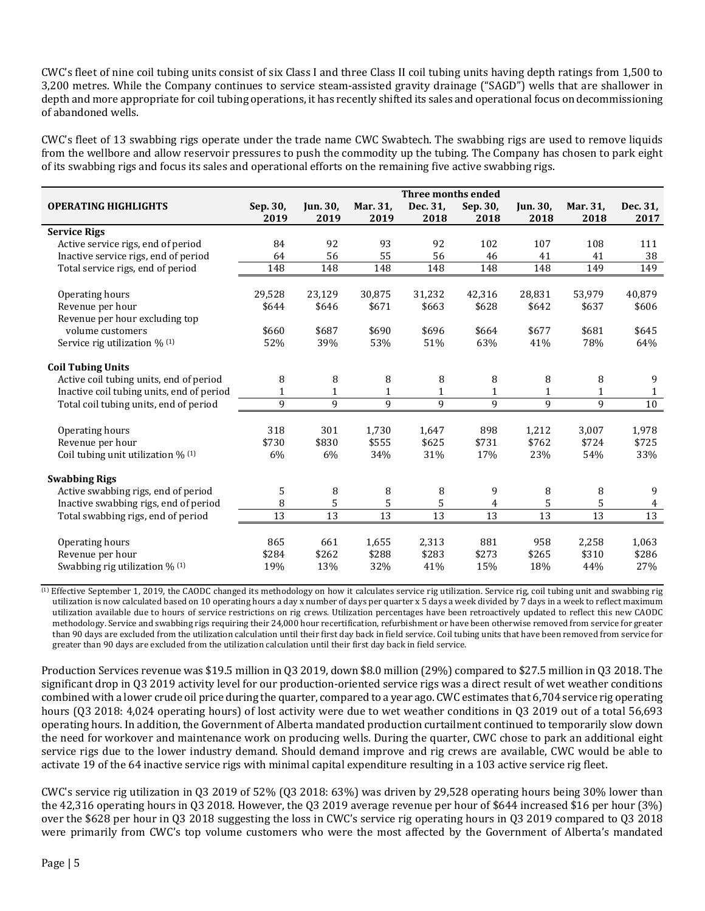CWC's fleet of nine coil tubing units consist of six Class I and three Class II coil tubing units having depth ratings from 1,500 to 3,200 metres. While the Company continues to service steam-assisted gravity drainage ("SAGD") wells that are shallower in depth and more appropriate for coil tubing operations, it has recently shifted its sales and operational focus on decommissioning of abandoned wells.

CWC's fleet of 13 swabbing rigs operate under the trade name CWC Swabtech. The swabbing rigs are used to remove liquids from the wellbore and allow reservoir pressures to push the commodity up the tubing. The Company has chosen to park eight of its swabbing rigs and focus its sales and operational efforts on the remaining five active swabbing rigs.

| | Three months ended | | | | | | | |
|---|---|---|---|---|---|---|---|---|
| **OPERATING HIGHLIGHTS** | **Sep. 30, 2019** | **Jun. 30, 2019** | **Mar. 31, 2019** | **Dec. 31, 2018** | **Sep. 30, 2018** | **Jun. 30, 2018** | **Mar. 31, 2018** | **Dec. 31, 2017** |
| **Service Rigs** | | | | | | | | |
| Active service rigs, end of period | 84 | 92 | 93 | 92 | 102 | 107 | 108 | 111 |
| Inactive service rigs, end of period | 64 | 56 | 55 | 56 | 46 | 41 | 41 | 38 |
| Total service rigs, end of period | 148 | 148 | 148 | 148 | 148 | 148 | 149 | 149 |
| Operating hours | 29,528 | 23,129 | 30,875 | 31,232 | 42,316 | 28,831 | 53,979 | 40,879 |
| Revenue per hour | $644 | $646 | $671 | $663 | $628 | $642 | $637 | $606 |
| Revenue per hour excluding top volume customers | $660 | $687 | $690 | $696 | $664 | $677 | $681 | $645 |
| Service rig utilization % [(1)] | 52% | 39% | 53% | 51% | 63% | 41% | 78% | 64% |
| **Coil Tubing Units** | | | | | | | | |
| Active coil tubing units, end of period | 8 | 8 | 8 | 8 | 8 | 8 | 8 | 9 |
| Inactive coil tubing units, end of period | 1 | 1 | 1 | 1 | 1 | 1 | 1 | 1 |
| Total coil tubing units, end of period | 9 | 9 | 9 | 9 | 9 | 9 | 9 | 10 |
| Operating hours | 318 | 301 | 1,730 | 1,647 | 898 | 1,212 | 3,007 | 1,978 |
| Revenue per hour | $730 | $830 | $555 | $625 | $731 | $762 | $724 | $725 |
| Coil tubing unit utilization % [(1)] | 6% | 6% | 34% | 31% | 17% | 23% | 54% | 33% |
| **Swabbing Rigs** | | | | | | | | |
| Active swabbing rigs, end of period | 5 | 8 | 8 | 8 | 9 | 8 | 8 | 9 |
| Inactive swabbing rigs, end of period | 8 | 5 | 5 | 5 | 4 | 5 | 5 | 4 |
| Total swabbing rigs, end of period | 13 | 13 | 13 | 13 | 13 | 13 | 13 | 13 |
| Operating hours | 865 | 661 | 1,655 | 2,313 | 881 | 958 | 2,258 | 1,063 |
| Revenue per hour | $284 | $262 | $288 | $283 | $273 | $265 | $310 | $286 |
| Swabbing rig utilization % [(1)] | 19% | 13% | 32% | 41% | 15% | 18% | 44% | 27% |

[(1)] Effective September 1, 2019, the CAODC changed its methodology on how it calculates service rig utilization. Service rig, coil tubing unit and swabbing rig utilization is now calculated based on 10 operating hours a day x number of days per quarter x 5 days a week divided by 7 days in a week to reflect maximum utilization available due to hours of service restrictions on rig crews. Utilization percentages have been retroactively updated to reflect this new CAODC methodology. Service and swabbing rigs requiring their 24,000 hour recertification, refurbishment or have been otherwise removed from service for greater than 90 days are excluded from the utilization calculation until their first day back in field service. Coil tubing units that have been removed from service for greater than 90 days are excluded from the utilization calculation until their first day back in field service.

Production Services revenue was $19.5 million in Q3 2019, down $8.0 million (29%) compared to $27.5 million in Q3 2018. The significant drop in Q3 2019 activity level for our production-oriented service rigs was a direct result of wet weather conditions combined with a lower crude oil price during the quarter, compared to a year ago. CWC estimates that 6,704 service rig operating hours (Q3 2018: 4,024 operating hours) of lost activity were due to wet weather conditions in Q3 2019 out of a total 56,693 operating hours. In addition, the Government of Alberta mandated production curtailment continued to temporarily slow down the need for workover and maintenance work on producing wells. During the quarter, CWC chose to park an additional eight service rigs due to the lower industry demand. Should demand improve and rig crews are available, CWC would be able to activate 19 of the 64 inactive service rigs with minimal capital expenditure resulting in a 103 active service rig fleet.

CWC's service rig utilization in Q3 2019 of 52% (Q3 2018: 63%) was driven by 29,528 operating hours being 30% lower than the 42,316 operating hours in Q3 2018. However, the Q3 2019 average revenue per hour of $644 increased $16 per hour (3%) over the $628 per hour in Q3 2018 suggesting the loss in CWC's service rig operating hours in Q3 2019 compared to Q3 2018 were primarily from CWC's top volume customers who were the most affected by the Government of Alberta's mandated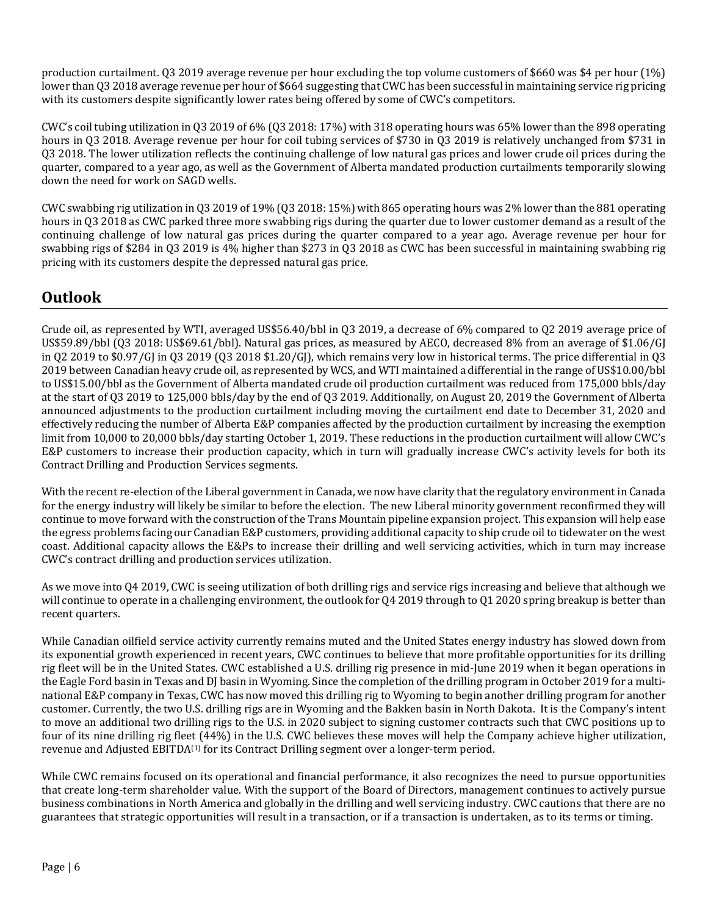production curtailment. Q3 2019 average revenue per hour excluding the top volume customers of $660 was $4 per hour (1%) lower than Q3 2018 average revenue per hour of $664 suggesting that CWC has been successful in maintaining service rig pricing with its customers despite significantly lower rates being offered by some of CWC's competitors.

CWC's coil tubing utilization in Q3 2019 of 6% (Q3 2018: 17%) with 318 operating hours was 65% lower than the 898 operating hours in Q3 2018. Average revenue per hour for coil tubing services of $730 in Q3 2019 is relatively unchanged from $731 in Q3 2018. The lower utilization reflects the continuing challenge of low natural gas prices and lower crude oil prices during the quarter, compared to a year ago, as well as the Government of Alberta mandated production curtailments temporarily slowing down the need for work on SAGD wells.

CWC swabbing rig utilization in Q3 2019 of 19% (Q3 2018: 15%) with 865 operating hours was 2% lower than the 881 operating hours in Q3 2018 as CWC parked three more swabbing rigs during the quarter due to lower customer demand as a result of the continuing challenge of low natural gas prices during the quarter compared to a year ago. Average revenue per hour for swabbing rigs of $284 in Q3 2019 is 4% higher than $273 in Q3 2018 as CWC has been successful in maintaining swabbing rig pricing with its customers despite the depressed natural gas price.

## Outlook

Crude oil, as represented by WTI, averaged US$56.40/bbl in Q3 2019, a decrease of 6% compared to Q2 2019 average price of US$59.89/bbl (Q3 2018: US$69.61/bbl). Natural gas prices, as measured by AECO, decreased 8% from an average of $1.06/GJ in Q2 2019 to $0.97/GJ in Q3 2019 (Q3 2018 $1.20/GJ), which remains very low in historical terms. The price differential in Q3 2019 between Canadian heavy crude oil, as represented by WCS, and WTI maintained a differential in the range of US$10.00/bbl to US$15.00/bbl as the Government of Alberta mandated crude oil production curtailment was reduced from 175,000 bbls/day at the start of Q3 2019 to 125,000 bbls/day by the end of Q3 2019. Additionally, on August 20, 2019 the Government of Alberta announced adjustments to the production curtailment including moving the curtailment end date to December 31, 2020 and effectively reducing the number of Alberta E&P companies affected by the production curtailment by increasing the exemption limit from 10,000 to 20,000 bbls/day starting October 1, 2019. These reductions in the production curtailment will allow CWC's E&P customers to increase their production capacity, which in turn will gradually increase CWC's activity levels for both its Contract Drilling and Production Services segments.

With the recent re-election of the Liberal government in Canada, we now have clarity that the regulatory environment in Canada for the energy industry will likely be similar to before the election. The new Liberal minority government reconfirmed they will continue to move forward with the construction of the Trans Mountain pipeline expansion project. This expansion will help ease the egress problems facing our Canadian E&P customers, providing additional capacity to ship crude oil to tidewater on the west coast. Additional capacity allows the E&Ps to increase their drilling and well servicing activities, which in turn may increase CWC's contract drilling and production services utilization.

As we move into Q4 2019, CWC is seeing utilization of both drilling rigs and service rigs increasing and believe that although we will continue to operate in a challenging environment, the outlook for Q4 2019 through to Q1 2020 spring breakup is better than recent quarters.

While Canadian oilfield service activity currently remains muted and the United States energy industry has slowed down from its exponential growth experienced in recent years, CWC continues to believe that more profitable opportunities for its drilling rig fleet will be in the United States. CWC established a U.S. drilling rig presence in mid-June 2019 when it began operations in the Eagle Ford basin in Texas and DJ basin in Wyoming. Since the completion of the drilling program in October 2019 for a multi-national E&P company in Texas, CWC has now moved this drilling rig to Wyoming to begin another drilling program for another customer. Currently, the two U.S. drilling rigs are in Wyoming and the Bakken basin in North Dakota. It is the Company's intent to move an additional two drilling rigs to the U.S. in 2020 subject to signing customer contracts such that CWC positions up to four of its nine drilling rig fleet (44%) in the U.S. CWC believes these moves will help the Company achieve higher utilization, revenue and Adjusted EBITDA[1] for its Contract Drilling segment over a longer-term period.

While CWC remains focused on its operational and financial performance, it also recognizes the need to pursue opportunities that create long-term shareholder value. With the support of the Board of Directors, management continues to actively pursue business combinations in North America and globally in the drilling and well servicing industry. CWC cautions that there are no guarantees that strategic opportunities will result in a transaction, or if a transaction is undertaken, as to its terms or timing.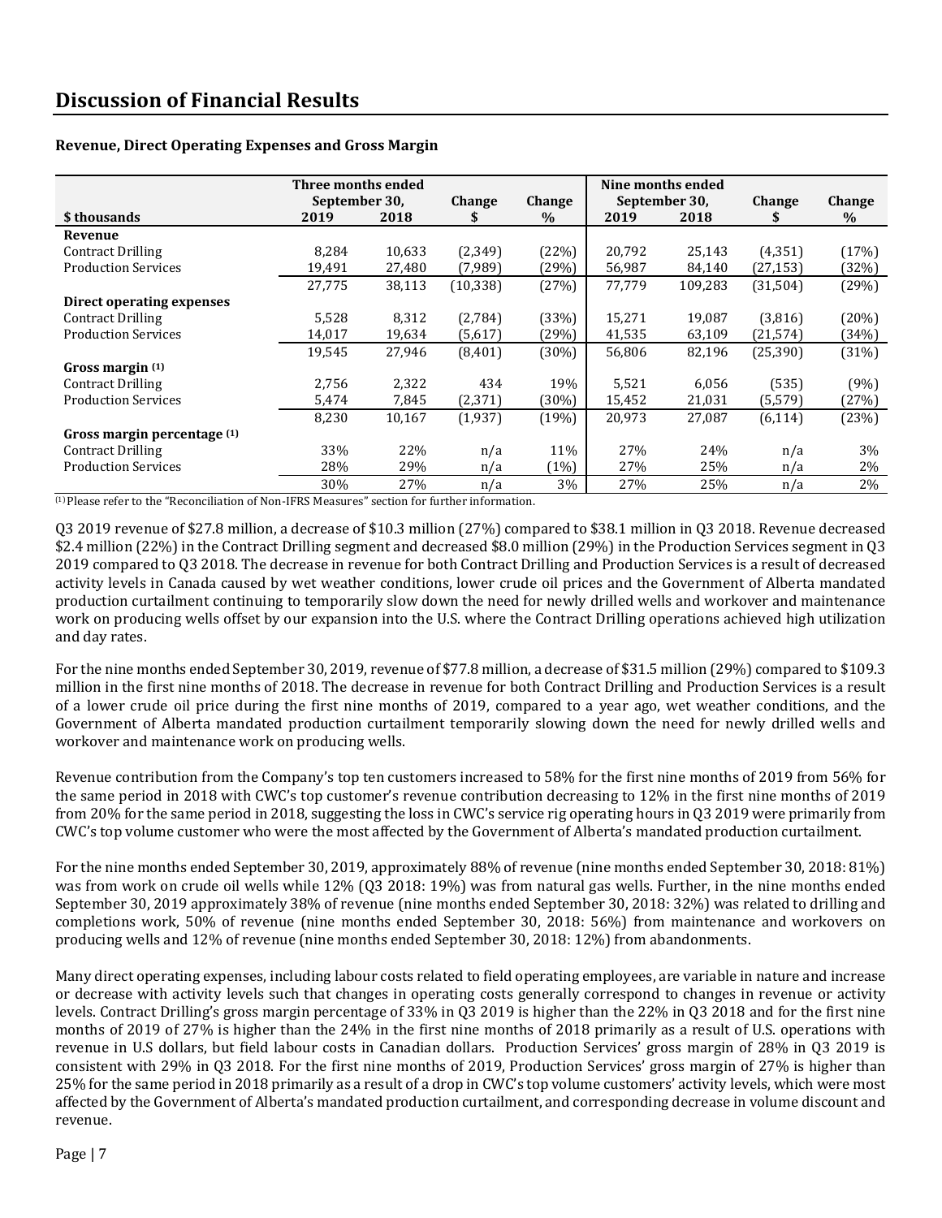# Discussion of Financial Results

### Revenue, Direct Operating Expenses and Gross Margin

| $ thousands | Three months ended September 30, 2019 | 2018 | Change $ | Change % | Nine months ended September 30, 2019 | 2018 | Change $ | Change % |
|---|---|---|---|---|---|---|---|---|
| **Revenue** | | | | | | | | |
| Contract Drilling | 8,284 | 10,633 | (2,349) | (22%) | 20,792 | 25,143 | (4,351) | (17%) |
| Production Services | 19,491 | 27,480 | (7,989) | (29%) | 56,987 | 84,140 | (27,153) | (32%) |
| | 27,775 | 38,113 | (10,338) | (27%) | 77,779 | 109,283 | (31,504) | (29%) |
| **Direct operating expenses** | | | | | | | | |
| Contract Drilling | 5,528 | 8,312 | (2,784) | (33%) | 15,271 | 19,087 | (3,816) | (20%) |
| Production Services | 14,017 | 19,634 | (5,617) | (29%) | 41,535 | 63,109 | (21,574) | (34%) |
| | 19,545 | 27,946 | (8,401) | (30%) | 56,806 | 82,196 | (25,390) | (31%) |
| **Gross margin (1)** | | | | | | | | |
| Contract Drilling | 2,756 | 2,322 | 434 | 19% | 5,521 | 6,056 | (535) | (9%) |
| Production Services | 5,474 | 7,845 | (2,371) | (30%) | 15,452 | 21,031 | (5,579) | (27%) |
| | 8,230 | 10,167 | (1,937) | (19%) | 20,973 | 27,087 | (6,114) | (23%) |
| **Gross margin percentage (1)** | | | | | | | | |
| Contract Drilling | 33% | 22% | n/a | 11% | 27% | 24% | n/a | 3% |
| Production Services | 28% | 29% | n/a | (1%) | 27% | 25% | n/a | 2% |
| | 30% | 27% | n/a | 3% | 27% | 25% | n/a | 2% |

(1) Please refer to the "Reconciliation of Non-IFRS Measures" section for further information.

Q3 2019 revenue of $27.8 million, a decrease of $10.3 million (27%) compared to $38.1 million in Q3 2018. Revenue decreased $2.4 million (22%) in the Contract Drilling segment and decreased $8.0 million (29%) in the Production Services segment in Q3 2019 compared to Q3 2018. The decrease in revenue for both Contract Drilling and Production Services is a result of decreased activity levels in Canada caused by wet weather conditions, lower crude oil prices and the Government of Alberta mandated production curtailment continuing to temporarily slow down the need for newly drilled wells and workover and maintenance work on producing wells offset by our expansion into the U.S. where the Contract Drilling operations achieved high utilization and day rates.

For the nine months ended September 30, 2019, revenue of $77.8 million, a decrease of $31.5 million (29%) compared to $109.3 million in the first nine months of 2018. The decrease in revenue for both Contract Drilling and Production Services is a result of a lower crude oil price during the first nine months of 2019, compared to a year ago, wet weather conditions, and the Government of Alberta mandated production curtailment temporarily slowing down the need for newly drilled wells and workover and maintenance work on producing wells.

Revenue contribution from the Company's top ten customers increased to 58% for the first nine months of 2019 from 56% for the same period in 2018 with CWC's top customer's revenue contribution decreasing to 12% in the first nine months of 2019 from 20% for the same period in 2018, suggesting the loss in CWC's service rig operating hours in Q3 2019 were primarily from CWC's top volume customer who were the most affected by the Government of Alberta's mandated production curtailment.

For the nine months ended September 30, 2019, approximately 88% of revenue (nine months ended September 30, 2018: 81%) was from work on crude oil wells while 12% (Q3 2018: 19%) was from natural gas wells. Further, in the nine months ended September 30, 2019 approximately 38% of revenue (nine months ended September 30, 2018: 32%) was related to drilling and completions work, 50% of revenue (nine months ended September 30, 2018: 56%) from maintenance and workovers on producing wells and 12% of revenue (nine months ended September 30, 2018: 12%) from abandonments.

Many direct operating expenses, including labour costs related to field operating employees, are variable in nature and increase or decrease with activity levels such that changes in operating costs generally correspond to changes in revenue or activity levels. Contract Drilling's gross margin percentage of 33% in Q3 2019 is higher than the 22% in Q3 2018 and for the first nine months of 2019 of 27% is higher than the 24% in the first nine months of 2018 primarily as a result of U.S. operations with revenue in U.S dollars, but field labour costs in Canadian dollars. Production Services' gross margin of 28% in Q3 2019 is consistent with 29% in Q3 2018. For the first nine months of 2019, Production Services' gross margin of 27% is higher than 25% for the same period in 2018 primarily as a result of a drop in CWC's top volume customers' activity levels, which were most affected by the Government of Alberta's mandated production curtailment, and corresponding decrease in volume discount and revenue.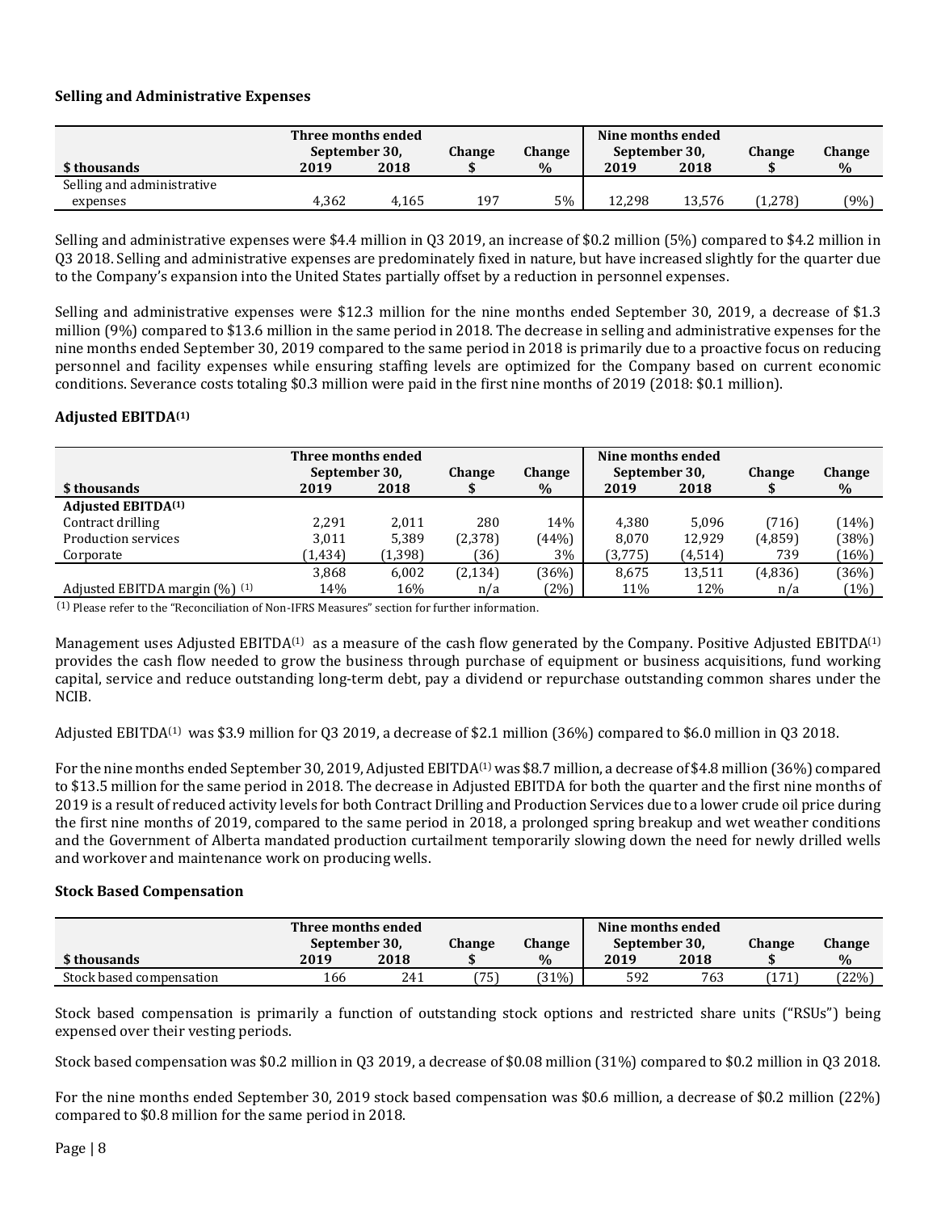### Selling and Administrative Expenses

| $ thousands | Three months ended September 30, 2019 | 2018 | Change $ | Change % | Nine months ended September 30, 2019 | 2018 | Change $ | Change % |
|---|---|---|---|---|---|---|---|---|
| Selling and administrative expenses | 4,362 | 4,165 | 197 | 5% | 12,298 | 13,576 | (1,278) | (9%) |

Selling and administrative expenses were $4.4 million in Q3 2019, an increase of $0.2 million (5%) compared to $4.2 million in Q3 2018. Selling and administrative expenses are predominately fixed in nature, but have increased slightly for the quarter due to the Company's expansion into the United States partially offset by a reduction in personnel expenses.

Selling and administrative expenses were $12.3 million for the nine months ended September 30, 2019, a decrease of $1.3 million (9%) compared to $13.6 million in the same period in 2018. The decrease in selling and administrative expenses for the nine months ended September 30, 2019 compared to the same period in 2018 is primarily due to a proactive focus on reducing personnel and facility expenses while ensuring staffing levels are optimized for the Company based on current economic conditions. Severance costs totaling $0.3 million were paid in the first nine months of 2019 (2018: $0.1 million).

### Adjusted EBITDA(1)

| $ thousands | Three months ended September 30, 2019 | 2018 | Change $ | Change % | Nine months ended September 30, 2019 | 2018 | Change $ | Change % |
|---|---|---|---|---|---|---|---|---|
| **Adjusted EBITDA(1)** | | | | | | | | |
| Contract drilling | 2,291 | 2,011 | 280 | 14% | 4,380 | 5,096 | (716) | (14%) |
| Production services | 3,011 | 5,389 | (2,378) | (44%) | 8,070 | 12,929 | (4,859) | (38%) |
| Corporate | (1,434) | (1,398) | (36) | 3% | (3,775) | (4,514) | 739 | (16%) |
| | 3,868 | 6,002 | (2,134) | (36%) | 8,675 | 13,511 | (4,836) | (36%) |
| Adjusted EBITDA margin (%) (1) | 14% | 16% | n/a | (2%) | 11% | 12% | n/a | (1%) |

(1) Please refer to the "Reconciliation of Non-IFRS Measures" section for further information.

Management uses Adjusted EBITDA(1) as a measure of the cash flow generated by the Company. Positive Adjusted EBITDA(1) provides the cash flow needed to grow the business through purchase of equipment or business acquisitions, fund working capital, service and reduce outstanding long-term debt, pay a dividend or repurchase outstanding common shares under the NCIB.

Adjusted EBITDA(1) was $3.9 million for Q3 2019, a decrease of $2.1 million (36%) compared to $6.0 million in Q3 2018.

For the nine months ended September 30, 2019, Adjusted EBITDA(1) was $8.7 million, a decrease of $4.8 million (36%) compared to $13.5 million for the same period in 2018. The decrease in Adjusted EBITDA for both the quarter and the first nine months of 2019 is a result of reduced activity levels for both Contract Drilling and Production Services due to a lower crude oil price during the first nine months of 2019, compared to the same period in 2018, a prolonged spring breakup and wet weather conditions and the Government of Alberta mandated production curtailment temporarily slowing down the need for newly drilled wells and workover and maintenance work on producing wells.

### Stock Based Compensation

| $ thousands | Three months ended September 30, 2019 | 2018 | Change $ | Change % | Nine months ended September 30, 2019 | 2018 | Change $ | Change % |
|---|---|---|---|---|---|---|---|---|
| Stock based compensation | 166 | 241 | (75) | (31%) | 592 | 763 | (171) | (22%) |

Stock based compensation is primarily a function of outstanding stock options and restricted share units ("RSUs") being expensed over their vesting periods.

Stock based compensation was $0.2 million in Q3 2019, a decrease of $0.08 million (31%) compared to $0.2 million in Q3 2018.

For the nine months ended September 30, 2019 stock based compensation was $0.6 million, a decrease of $0.2 million (22%) compared to $0.8 million for the same period in 2018.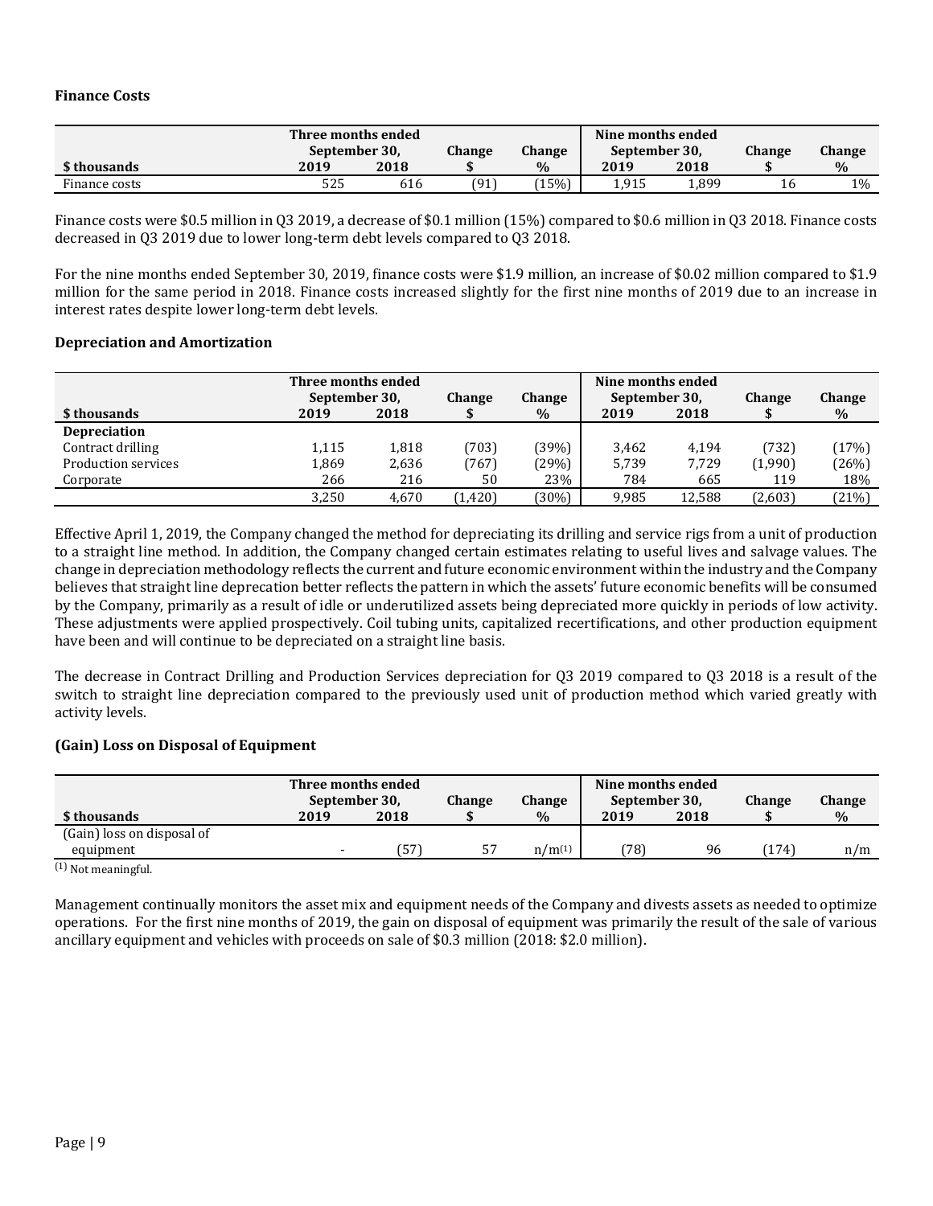### Finance Costs

| $ thousands | Three months ended September 30, | | Change | Change | Nine months ended September 30, | | Change | Change |
|---|---|---|---|---|---|---|---|---|
| | 2019 | 2018 | $ | % | 2019 | 2018 | $ | % |
| Finance costs | 525 | 616 | (91) | (15%) | 1,915 | 1,899 | 16 | 1% |

Finance costs were $0.5 million in Q3 2019, a decrease of $0.1 million (15%) compared to $0.6 million in Q3 2018. Finance costs decreased in Q3 2019 due to lower long-term debt levels compared to Q3 2018.

For the nine months ended September 30, 2019, finance costs were $1.9 million, an increase of $0.02 million compared to $1.9 million for the same period in 2018. Finance costs increased slightly for the first nine months of 2019 due to an increase in interest rates despite lower long-term debt levels.

### Depreciation and Amortization

| $ thousands | Three months ended September 30, | | Change | Change | Nine months ended September 30, | | Change | Change |
|---|---|---|---|---|---|---|---|---|
| | 2019 | 2018 | $ | % | 2019 | 2018 | $ | % |
| **Depreciation** | | | | | | | | |
| Contract drilling | 1,115 | 1,818 | (703) | (39%) | 3,462 | 4,194 | (732) | (17%) |
| Production services | 1,869 | 2,636 | (767) | (29%) | 5,739 | 7,729 | (1,990) | (26%) |
| Corporate | 266 | 216 | 50 | 23% | 784 | 665 | 119 | 18% |
| | 3,250 | 4,670 | (1,420) | (30%) | 9,985 | 12,588 | (2,603) | (21%) |

Effective April 1, 2019, the Company changed the method for depreciating its drilling and service rigs from a unit of production to a straight line method. In addition, the Company changed certain estimates relating to useful lives and salvage values. The change in depreciation methodology reflects the current and future economic environment within the industry and the Company believes that straight line deprecation better reflects the pattern in which the assets' future economic benefits will be consumed by the Company, primarily as a result of idle or underutilized assets being depreciated more quickly in periods of low activity. These adjustments were applied prospectively. Coil tubing units, capitalized recertifications, and other production equipment have been and will continue to be depreciated on a straight line basis.

The decrease in Contract Drilling and Production Services depreciation for Q3 2019 compared to Q3 2018 is a result of the switch to straight line depreciation compared to the previously used unit of production method which varied greatly with activity levels.

### (Gain) Loss on Disposal of Equipment

| $ thousands | Three months ended September 30, | | Change | Change | Nine months ended September 30, | | Change | Change |
|---|---|---|---|---|---|---|---|---|
| | 2019 | 2018 | $ | % | 2019 | 2018 | $ | % |
| (Gain) loss on disposal of equipment | - | (57) | 57 | n/m[(1)] | (78) | 96 | (174) | n/m |

(1) Not meaningful.

Management continually monitors the asset mix and equipment needs of the Company and divests assets as needed to optimize operations. For the first nine months of 2019, the gain on disposal of equipment was primarily the result of the sale of various ancillary equipment and vehicles with proceeds on sale of $0.3 million (2018: $2.0 million).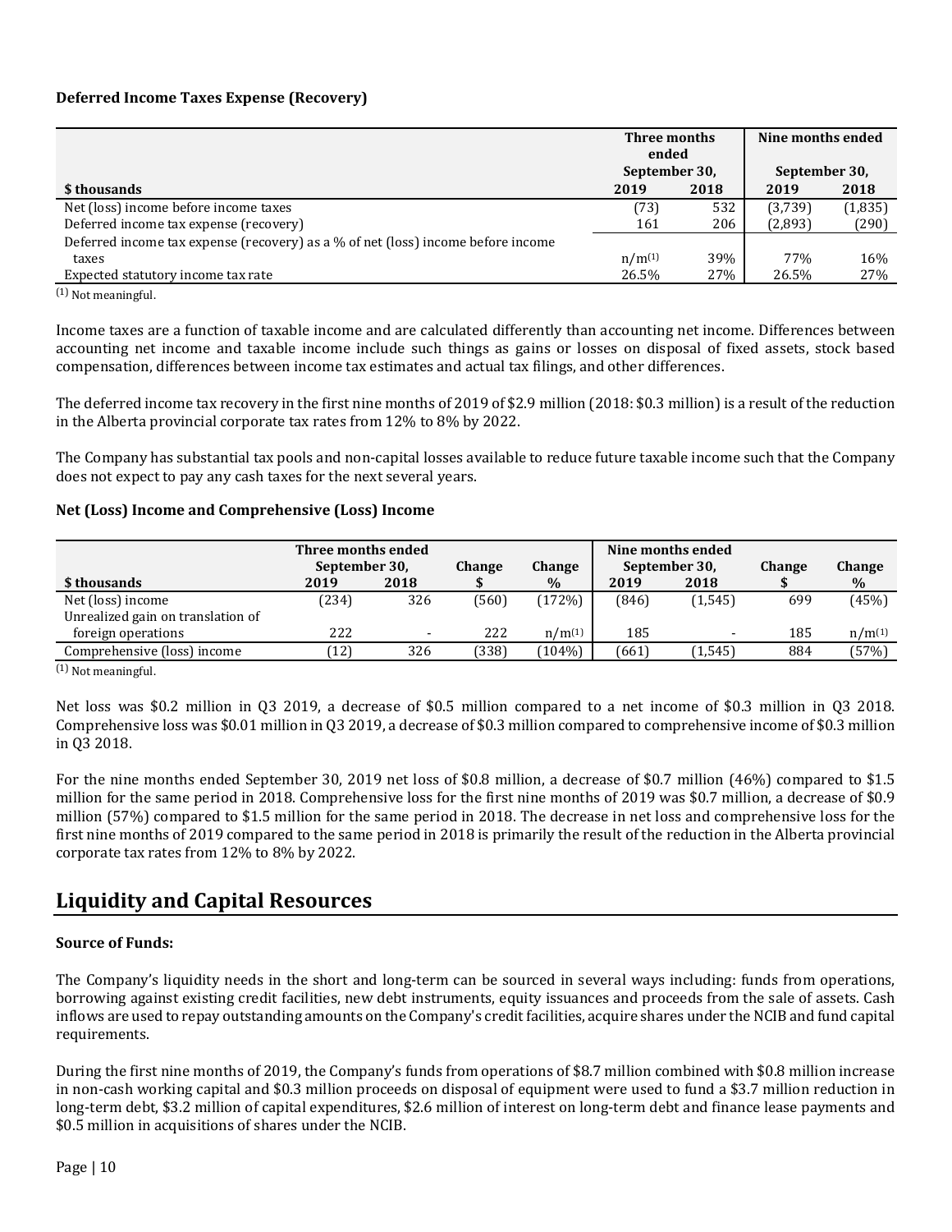**Deferred Income Taxes Expense (Recovery)**

| | Three months ended | | Nine months ended | |
|---|---|---|---|---|
| | September 30, | | September 30, | |
| $ thousands | 2019 | 2018 | 2019 | 2018 |
| Net (loss) income before income taxes | (73) | 532 | (3,739) | (1,835) |
| Deferred income tax expense (recovery) | 161 | 206 | (2,893) | (290) |
| Deferred income tax expense (recovery) as a % of net (loss) income before income taxes | n/m[1] | 39% | 77% | 16% |
| Expected statutory income tax rate | 26.5% | 27% | 26.5% | 27% |

[1] Not meaningful.

Income taxes are a function of taxable income and are calculated differently than accounting net income. Differences between accounting net income and taxable income include such things as gains or losses on disposal of fixed assets, stock based compensation, differences between income tax estimates and actual tax filings, and other differences.

The deferred income tax recovery in the first nine months of 2019 of $2.9 million (2018: $0.3 million) is a result of the reduction in the Alberta provincial corporate tax rates from 12% to 8% by 2022.

The Company has substantial tax pools and non-capital losses available to reduce future taxable income such that the Company does not expect to pay any cash taxes for the next several years.

**Net (Loss) Income and Comprehensive (Loss) Income**

| | Three months ended | | Change | Change | Nine months ended | | Change | Change |
|---|---|---|---|---|---|---|---|---|
| | September 30, | | | | September 30, | | | |
| $ thousands | 2019 | 2018 | $ | % | 2019 | 2018 | $ | % |
| Net (loss) income | (234) | 326 | (560) | (172%) | (846) | (1,545) | 699 | (45%) |
| Unrealized gain on translation of foreign operations | 222 | - | 222 | n/m[1] | 185 | - | 185 | n/m[1] |
| Comprehensive (loss) income | (12) | 326 | (338) | (104%) | (661) | (1,545) | 884 | (57%) |

[1] Not meaningful.

Net loss was $0.2 million in Q3 2019, a decrease of $0.5 million compared to a net income of $0.3 million in Q3 2018. Comprehensive loss was $0.01 million in Q3 2019, a decrease of $0.3 million compared to comprehensive income of $0.3 million in Q3 2018.

For the nine months ended September 30, 2019 net loss of $0.8 million, a decrease of $0.7 million (46%) compared to $1.5 million for the same period in 2018. Comprehensive loss for the first nine months of 2019 was $0.7 million, a decrease of $0.9 million (57%) compared to $1.5 million for the same period in 2018. The decrease in net loss and comprehensive loss for the first nine months of 2019 compared to the same period in 2018 is primarily the result of the reduction in the Alberta provincial corporate tax rates from 12% to 8% by 2022.

## Liquidity and Capital Resources

**Source of Funds:**

The Company's liquidity needs in the short and long-term can be sourced in several ways including: funds from operations, borrowing against existing credit facilities, new debt instruments, equity issuances and proceeds from the sale of assets. Cash inflows are used to repay outstanding amounts on the Company's credit facilities, acquire shares under the NCIB and fund capital requirements.

During the first nine months of 2019, the Company's funds from operations of $8.7 million combined with $0.8 million increase in non-cash working capital and $0.3 million proceeds on disposal of equipment were used to fund a $3.7 million reduction in long-term debt, $3.2 million of capital expenditures, $2.6 million of interest on long-term debt and finance lease payments and $0.5 million in acquisitions of shares under the NCIB.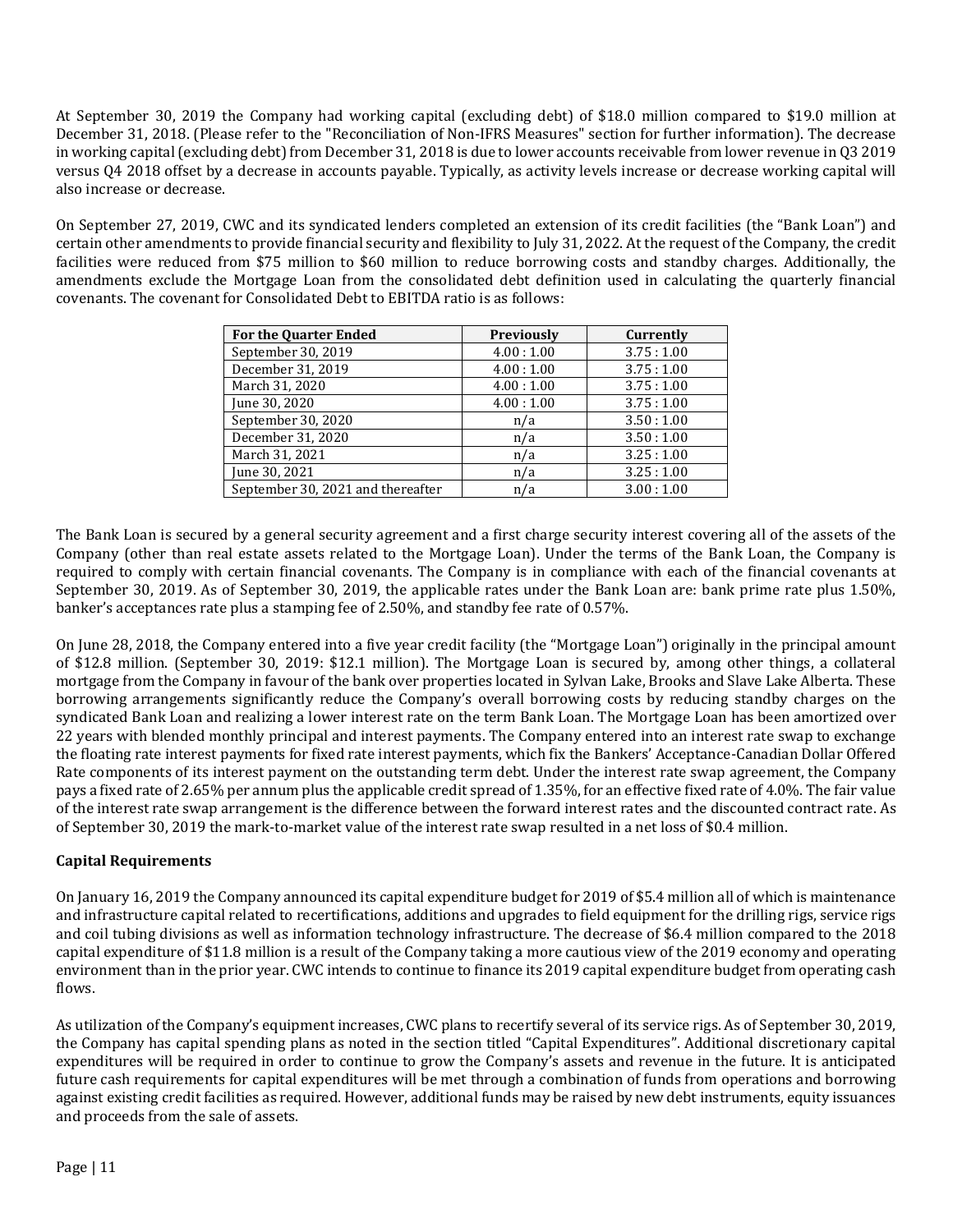At September 30, 2019 the Company had working capital (excluding debt) of $18.0 million compared to $19.0 million at December 31, 2018. (Please refer to the "Reconciliation of Non-IFRS Measures" section for further information). The decrease in working capital (excluding debt) from December 31, 2018 is due to lower accounts receivable from lower revenue in Q3 2019 versus Q4 2018 offset by a decrease in accounts payable. Typically, as activity levels increase or decrease working capital will also increase or decrease.

On September 27, 2019, CWC and its syndicated lenders completed an extension of its credit facilities (the "Bank Loan") and certain other amendments to provide financial security and flexibility to July 31, 2022. At the request of the Company, the credit facilities were reduced from $75 million to $60 million to reduce borrowing costs and standby charges. Additionally, the amendments exclude the Mortgage Loan from the consolidated debt definition used in calculating the quarterly financial covenants. The covenant for Consolidated Debt to EBITDA ratio is as follows:

| For the Quarter Ended | Previously | Currently |
|---|---|---|
| September 30, 2019 | 4.00 : 1.00 | 3.75 : 1.00 |
| December 31, 2019 | 4.00 : 1.00 | 3.75 : 1.00 |
| March 31, 2020 | 4.00 : 1.00 | 3.75 : 1.00 |
| June 30, 2020 | 4.00 : 1.00 | 3.75 : 1.00 |
| September 30, 2020 | n/a | 3.50 : 1.00 |
| December 31, 2020 | n/a | 3.50 : 1.00 |
| March 31, 2021 | n/a | 3.25 : 1.00 |
| June 30, 2021 | n/a | 3.25 : 1.00 |
| September 30, 2021 and thereafter | n/a | 3.00 : 1.00 |

The Bank Loan is secured by a general security agreement and a first charge security interest covering all of the assets of the Company (other than real estate assets related to the Mortgage Loan). Under the terms of the Bank Loan, the Company is required to comply with certain financial covenants. The Company is in compliance with each of the financial covenants at September 30, 2019. As of September 30, 2019, the applicable rates under the Bank Loan are: bank prime rate plus 1.50%, banker's acceptances rate plus a stamping fee of 2.50%, and standby fee rate of 0.57%.

On June 28, 2018, the Company entered into a five year credit facility (the "Mortgage Loan") originally in the principal amount of $12.8 million. (September 30, 2019: $12.1 million). The Mortgage Loan is secured by, among other things, a collateral mortgage from the Company in favour of the bank over properties located in Sylvan Lake, Brooks and Slave Lake Alberta. These borrowing arrangements significantly reduce the Company's overall borrowing costs by reducing standby charges on the syndicated Bank Loan and realizing a lower interest rate on the term Bank Loan. The Mortgage Loan has been amortized over 22 years with blended monthly principal and interest payments. The Company entered into an interest rate swap to exchange the floating rate interest payments for fixed rate interest payments, which fix the Bankers' Acceptance-Canadian Dollar Offered Rate components of its interest payment on the outstanding term debt. Under the interest rate swap agreement, the Company pays a fixed rate of 2.65% per annum plus the applicable credit spread of 1.35%, for an effective fixed rate of 4.0%. The fair value of the interest rate swap arrangement is the difference between the forward interest rates and the discounted contract rate. As of September 30, 2019 the mark-to-market value of the interest rate swap resulted in a net loss of $0.4 million.

**Capital Requirements**

On January 16, 2019 the Company announced its capital expenditure budget for 2019 of $5.4 million all of which is maintenance and infrastructure capital related to recertifications, additions and upgrades to field equipment for the drilling rigs, service rigs and coil tubing divisions as well as information technology infrastructure. The decrease of $6.4 million compared to the 2018 capital expenditure of $11.8 million is a result of the Company taking a more cautious view of the 2019 economy and operating environment than in the prior year. CWC intends to continue to finance its 2019 capital expenditure budget from operating cash flows.

As utilization of the Company's equipment increases, CWC plans to recertify several of its service rigs. As of September 30, 2019, the Company has capital spending plans as noted in the section titled "Capital Expenditures". Additional discretionary capital expenditures will be required in order to continue to grow the Company's assets and revenue in the future. It is anticipated future cash requirements for capital expenditures will be met through a combination of funds from operations and borrowing against existing credit facilities as required. However, additional funds may be raised by new debt instruments, equity issuances and proceeds from the sale of assets.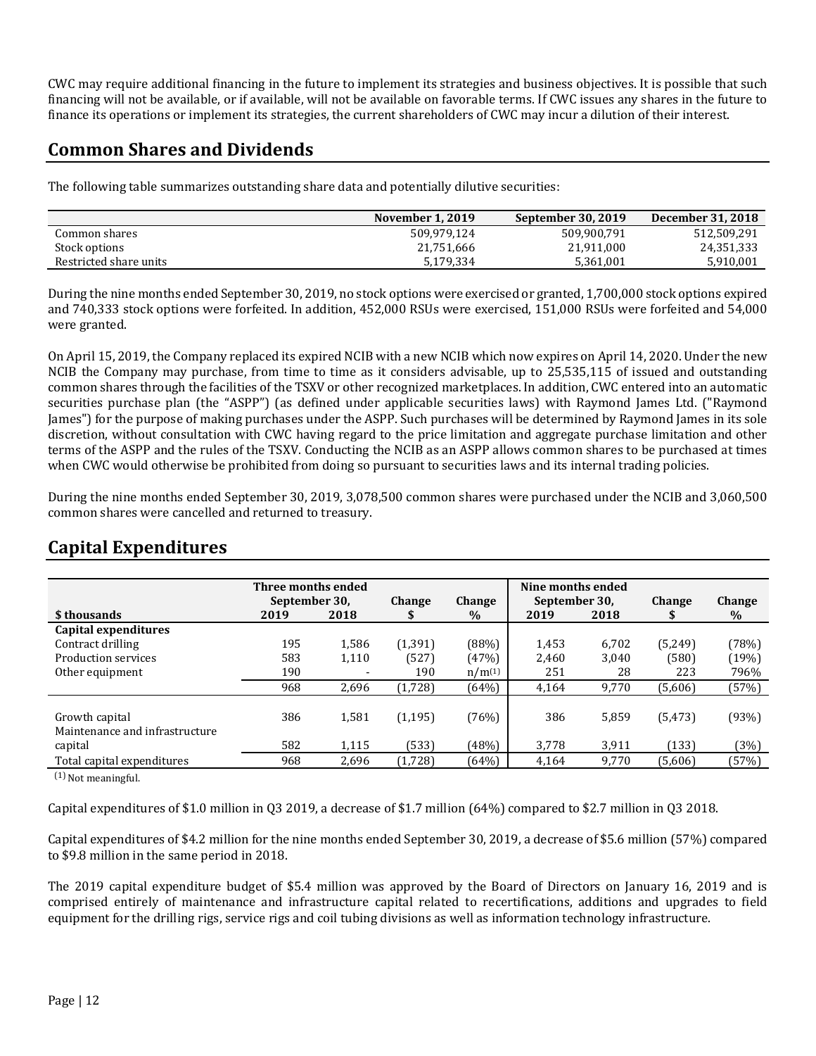CWC may require additional financing in the future to implement its strategies and business objectives. It is possible that such financing will not be available, or if available, will not be available on favorable terms. If CWC issues any shares in the future to finance its operations or implement its strategies, the current shareholders of CWC may incur a dilution of their interest.

## Common Shares and Dividends

The following table summarizes outstanding share data and potentially dilutive securities:

| | November 1, 2019 | September 30, 2019 | December 31, 2018 |
|---|---|---|---|
| Common shares | 509,979,124 | 509,900,791 | 512,509,291 |
| Stock options | 21,751,666 | 21,911,000 | 24,351,333 |
| Restricted share units | 5,179,334 | 5,361,001 | 5,910,001 |

During the nine months ended September 30, 2019, no stock options were exercised or granted, 1,700,000 stock options expired and 740,333 stock options were forfeited. In addition, 452,000 RSUs were exercised, 151,000 RSUs were forfeited and 54,000 were granted.

On April 15, 2019, the Company replaced its expired NCIB with a new NCIB which now expires on April 14, 2020. Under the new NCIB the Company may purchase, from time to time as it considers advisable, up to 25,535,115 of issued and outstanding common shares through the facilities of the TSXV or other recognized marketplaces. In addition, CWC entered into an automatic securities purchase plan (the "ASPP") (as defined under applicable securities laws) with Raymond James Ltd. ("Raymond James") for the purpose of making purchases under the ASPP. Such purchases will be determined by Raymond James in its sole discretion, without consultation with CWC having regard to the price limitation and aggregate purchase limitation and other terms of the ASPP and the rules of the TSXV. Conducting the NCIB as an ASPP allows common shares to be purchased at times when CWC would otherwise be prohibited from doing so pursuant to securities laws and its internal trading policies.

During the nine months ended September 30, 2019, 3,078,500 common shares were purchased under the NCIB and 3,060,500 common shares were cancelled and returned to treasury.

## Capital Expenditures

| | Three months ended September 30, | | Change | Change | Nine months ended September 30, | | Change | Change |
|---|---|---|---|---|---|---|---|---|
| **$ thousands** | **2019** | **2018** | **$** | **%** | **2019** | **2018** | **$** | **%** |
| **Capital expenditures** | | | | | | | | |
| Contract drilling | 195 | 1,586 | (1,391) | (88%) | 1,453 | 6,702 | (5,249) | (78%) |
| Production services | 583 | 1,110 | (527) | (47%) | 2,460 | 3,040 | (580) | (19%) |
| Other equipment | 190 | - | 190 | n/m[(1)] | 251 | 28 | 223 | 796% |
| | 968 | 2,696 | (1,728) | (64%) | 4,164 | 9,770 | (5,606) | (57%) |
| Growth capital | 386 | 1,581 | (1,195) | (76%) | 386 | 5,859 | (5,473) | (93%) |
| Maintenance and infrastructure capital | 582 | 1,115 | (533) | (48%) | 3,778 | 3,911 | (133) | (3%) |
| Total capital expenditures | 968 | 2,696 | (1,728) | (64%) | 4,164 | 9,770 | (5,606) | (57%) |

(1) Not meaningful.

Capital expenditures of $1.0 million in Q3 2019, a decrease of $1.7 million (64%) compared to $2.7 million in Q3 2018.

Capital expenditures of $4.2 million for the nine months ended September 30, 2019, a decrease of $5.6 million (57%) compared to $9.8 million in the same period in 2018.

The 2019 capital expenditure budget of $5.4 million was approved by the Board of Directors on January 16, 2019 and is comprised entirely of maintenance and infrastructure capital related to recertifications, additions and upgrades to field equipment for the drilling rigs, service rigs and coil tubing divisions as well as information technology infrastructure.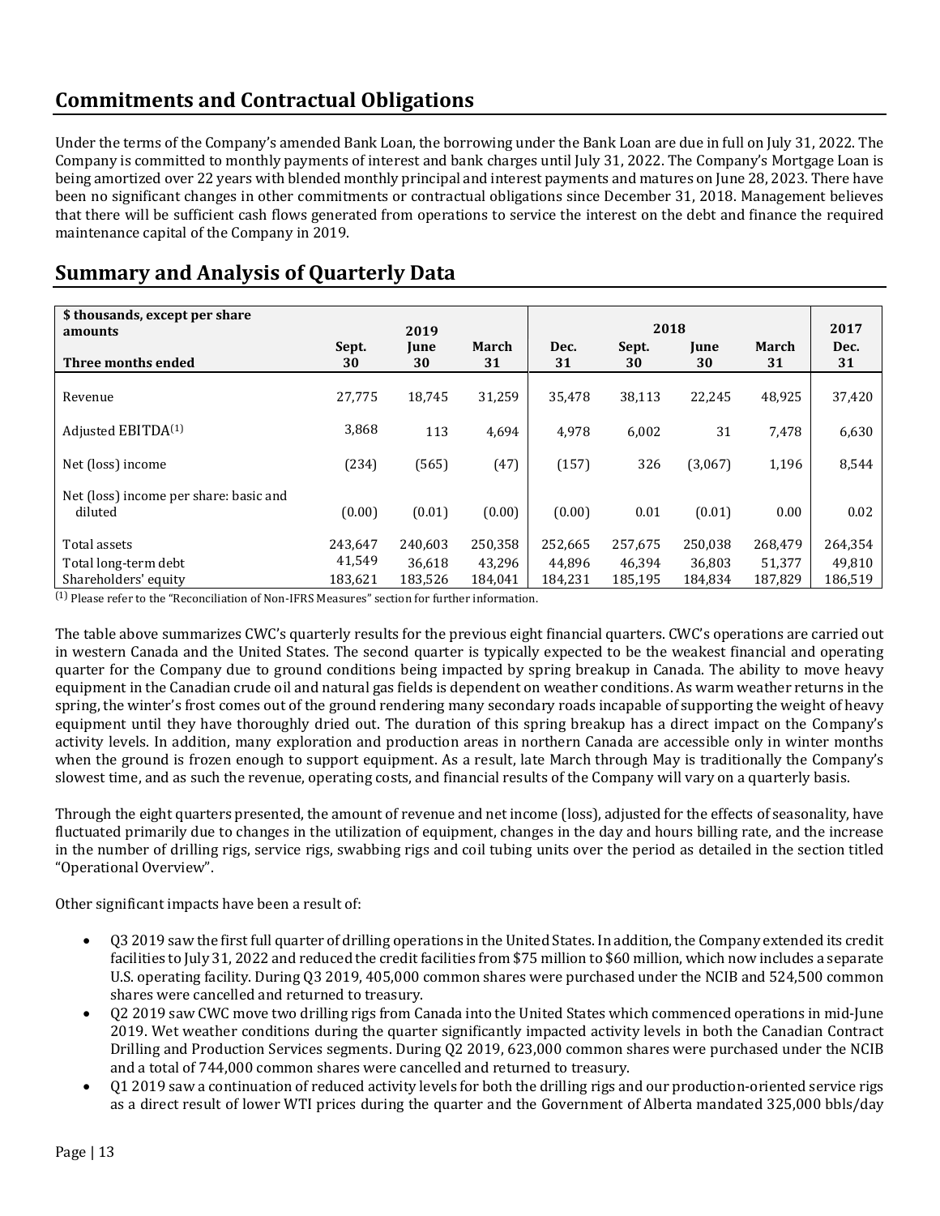## Commitments and Contractual Obligations

Under the terms of the Company's amended Bank Loan, the borrowing under the Bank Loan are due in full on July 31, 2022. The Company is committed to monthly payments of interest and bank charges until July 31, 2022. The Company's Mortgage Loan is being amortized over 22 years with blended monthly principal and interest payments and matures on June 28, 2023. There have been no significant changes in other commitments or contractual obligations since December 31, 2018. Management believes that there will be sufficient cash flows generated from operations to service the interest on the debt and finance the required maintenance capital of the Company in 2019.

## Summary and Analysis of Quarterly Data

| $ thousands, except per share amounts | 2019 | | | 2018 | | | | 2017 |
|---|---|---|---|---|---|---|---|---|
| Three months ended | Sept. 30 | June 30 | March 31 | Dec. 31 | Sept. 30 | June 30 | March 31 | Dec. 31 |
| Revenue | 27,775 | 18,745 | 31,259 | 35,478 | 38,113 | 22,245 | 48,925 | 37,420 |
| Adjusted EBITDA[(1)] | 3,868 | 113 | 4,694 | 4,978 | 6,002 | 31 | 7,478 | 6,630 |
| Net (loss) income | (234) | (565) | (47) | (157) | 326 | (3,067) | 1,196 | 8,544 |
| Net (loss) income per share: basic and diluted | (0.00) | (0.01) | (0.00) | (0.00) | 0.01 | (0.01) | 0.00 | 0.02 |
| Total assets | 243,647 | 240,603 | 250,358 | 252,665 | 257,675 | 250,038 | 268,479 | 264,354 |
| Total long-term debt | 41,549 | 36,618 | 43,296 | 44,896 | 46,394 | 36,803 | 51,377 | 49,810 |
| Shareholders' equity | 183,621 | 183,526 | 184,041 | 184,231 | 185,195 | 184,834 | 187,829 | 186,519 |

(1) Please refer to the "Reconciliation of Non-IFRS Measures" section for further information.

The table above summarizes CWC's quarterly results for the previous eight financial quarters. CWC's operations are carried out in western Canada and the United States. The second quarter is typically expected to be the weakest financial and operating quarter for the Company due to ground conditions being impacted by spring breakup in Canada. The ability to move heavy equipment in the Canadian crude oil and natural gas fields is dependent on weather conditions. As warm weather returns in the spring, the winter's frost comes out of the ground rendering many secondary roads incapable of supporting the weight of heavy equipment until they have thoroughly dried out. The duration of this spring breakup has a direct impact on the Company's activity levels. In addition, many exploration and production areas in northern Canada are accessible only in winter months when the ground is frozen enough to support equipment. As a result, late March through May is traditionally the Company's slowest time, and as such the revenue, operating costs, and financial results of the Company will vary on a quarterly basis.

Through the eight quarters presented, the amount of revenue and net income (loss), adjusted for the effects of seasonality, have fluctuated primarily due to changes in the utilization of equipment, changes in the day and hours billing rate, and the increase in the number of drilling rigs, service rigs, swabbing rigs and coil tubing units over the period as detailed in the section titled "Operational Overview".

Other significant impacts have been a result of:

- Q3 2019 saw the first full quarter of drilling operations in the United States. In addition, the Company extended its credit facilities to July 31, 2022 and reduced the credit facilities from $75 million to $60 million, which now includes a separate U.S. operating facility. During Q3 2019, 405,000 common shares were purchased under the NCIB and 524,500 common shares were cancelled and returned to treasury.
- Q2 2019 saw CWC move two drilling rigs from Canada into the United States which commenced operations in mid-June 2019. Wet weather conditions during the quarter significantly impacted activity levels in both the Canadian Contract Drilling and Production Services segments. During Q2 2019, 623,000 common shares were purchased under the NCIB and a total of 744,000 common shares were cancelled and returned to treasury.
- Q1 2019 saw a continuation of reduced activity levels for both the drilling rigs and our production-oriented service rigs as a direct result of lower WTI prices during the quarter and the Government of Alberta mandated 325,000 bbls/day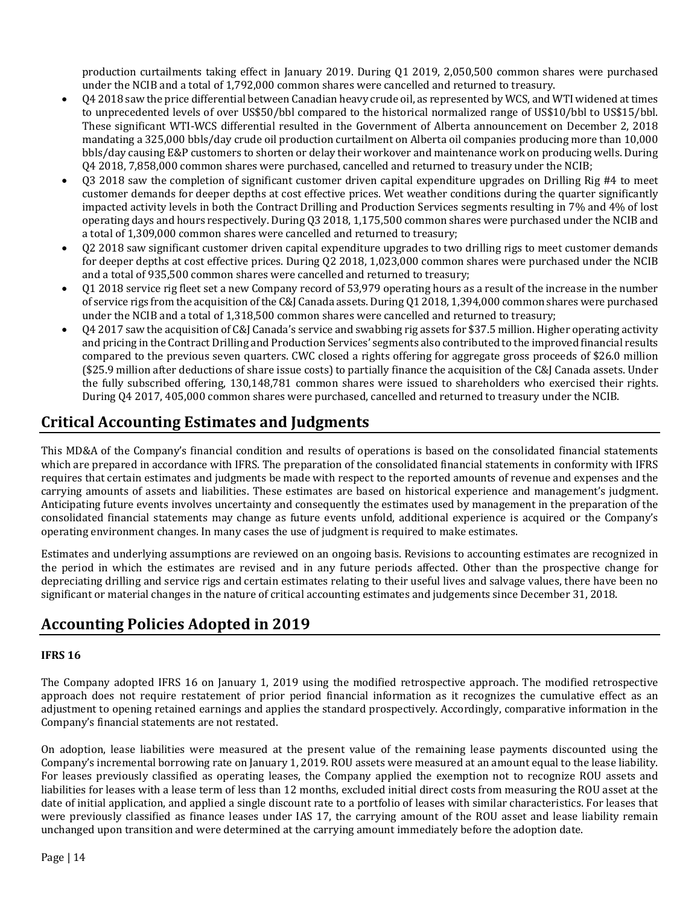production curtailments taking effect in January 2019. During Q1 2019, 2,050,500 common shares were purchased under the NCIB and a total of 1,792,000 common shares were cancelled and returned to treasury.

- Q4 2018 saw the price differential between Canadian heavy crude oil, as represented by WCS, and WTI widened at times to unprecedented levels of over US$50/bbl compared to the historical normalized range of US$10/bbl to US$15/bbl. These significant WTI-WCS differential resulted in the Government of Alberta announcement on December 2, 2018 mandating a 325,000 bbls/day crude oil production curtailment on Alberta oil companies producing more than 10,000 bbls/day causing E&P customers to shorten or delay their workover and maintenance work on producing wells. During Q4 2018, 7,858,000 common shares were purchased, cancelled and returned to treasury under the NCIB;
- Q3 2018 saw the completion of significant customer driven capital expenditure upgrades on Drilling Rig #4 to meet customer demands for deeper depths at cost effective prices. Wet weather conditions during the quarter significantly impacted activity levels in both the Contract Drilling and Production Services segments resulting in 7% and 4% of lost operating days and hours respectively. During Q3 2018, 1,175,500 common shares were purchased under the NCIB and a total of 1,309,000 common shares were cancelled and returned to treasury;
- Q2 2018 saw significant customer driven capital expenditure upgrades to two drilling rigs to meet customer demands for deeper depths at cost effective prices. During Q2 2018, 1,023,000 common shares were purchased under the NCIB and a total of 935,500 common shares were cancelled and returned to treasury;
- Q1 2018 service rig fleet set a new Company record of 53,979 operating hours as a result of the increase in the number of service rigs from the acquisition of the C&J Canada assets. During Q1 2018, 1,394,000 common shares were purchased under the NCIB and a total of 1,318,500 common shares were cancelled and returned to treasury;
- Q4 2017 saw the acquisition of C&J Canada's service and swabbing rig assets for $37.5 million. Higher operating activity and pricing in the Contract Drilling and Production Services' segments also contributed to the improved financial results compared to the previous seven quarters. CWC closed a rights offering for aggregate gross proceeds of $26.0 million ($25.9 million after deductions of share issue costs) to partially finance the acquisition of the C&J Canada assets. Under the fully subscribed offering, 130,148,781 common shares were issued to shareholders who exercised their rights. During Q4 2017, 405,000 common shares were purchased, cancelled and returned to treasury under the NCIB.

# Critical Accounting Estimates and Judgments

This MD&A of the Company's financial condition and results of operations is based on the consolidated financial statements which are prepared in accordance with IFRS. The preparation of the consolidated financial statements in conformity with IFRS requires that certain estimates and judgments be made with respect to the reported amounts of revenue and expenses and the carrying amounts of assets and liabilities. These estimates are based on historical experience and management's judgment. Anticipating future events involves uncertainty and consequently the estimates used by management in the preparation of the consolidated financial statements may change as future events unfold, additional experience is acquired or the Company's operating environment changes. In many cases the use of judgment is required to make estimates.

Estimates and underlying assumptions are reviewed on an ongoing basis. Revisions to accounting estimates are recognized in the period in which the estimates are revised and in any future periods affected. Other than the prospective change for depreciating drilling and service rigs and certain estimates relating to their useful lives and salvage values, there have been no significant or material changes in the nature of critical accounting estimates and judgements since December 31, 2018.

# Accounting Policies Adopted in 2019

### IFRS 16

The Company adopted IFRS 16 on January 1, 2019 using the modified retrospective approach. The modified retrospective approach does not require restatement of prior period financial information as it recognizes the cumulative effect as an adjustment to opening retained earnings and applies the standard prospectively. Accordingly, comparative information in the Company's financial statements are not restated.

On adoption, lease liabilities were measured at the present value of the remaining lease payments discounted using the Company's incremental borrowing rate on January 1, 2019. ROU assets were measured at an amount equal to the lease liability. For leases previously classified as operating leases, the Company applied the exemption not to recognize ROU assets and liabilities for leases with a lease term of less than 12 months, excluded initial direct costs from measuring the ROU asset at the date of initial application, and applied a single discount rate to a portfolio of leases with similar characteristics. For leases that were previously classified as finance leases under IAS 17, the carrying amount of the ROU asset and lease liability remain unchanged upon transition and were determined at the carrying amount immediately before the adoption date.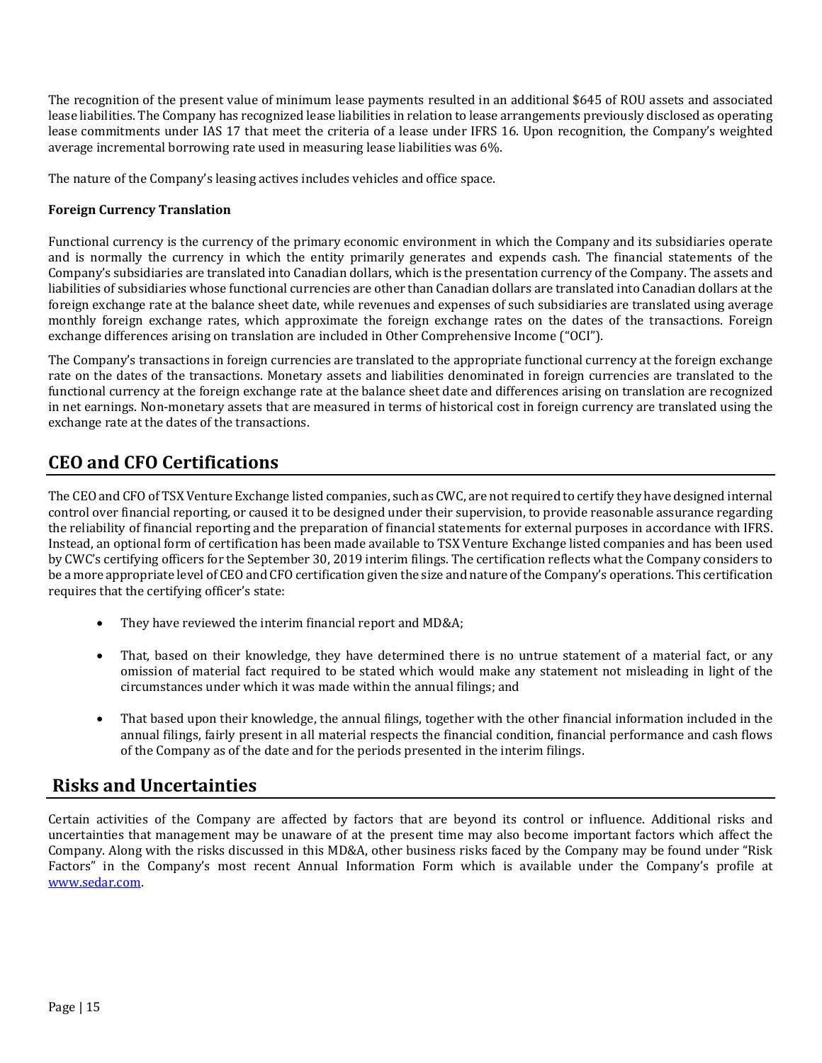The recognition of the present value of minimum lease payments resulted in an additional $645 of ROU assets and associated lease liabilities. The Company has recognized lease liabilities in relation to lease arrangements previously disclosed as operating lease commitments under IAS 17 that meet the criteria of a lease under IFRS 16. Upon recognition, the Company's weighted average incremental borrowing rate used in measuring lease liabilities was 6%.

The nature of the Company's leasing actives includes vehicles and office space.

**Foreign Currency Translation**

Functional currency is the currency of the primary economic environment in which the Company and its subsidiaries operate and is normally the currency in which the entity primarily generates and expends cash. The financial statements of the Company's subsidiaries are translated into Canadian dollars, which is the presentation currency of the Company. The assets and liabilities of subsidiaries whose functional currencies are other than Canadian dollars are translated into Canadian dollars at the foreign exchange rate at the balance sheet date, while revenues and expenses of such subsidiaries are translated using average monthly foreign exchange rates, which approximate the foreign exchange rates on the dates of the transactions. Foreign exchange differences arising on translation are included in Other Comprehensive Income ("OCI").

The Company's transactions in foreign currencies are translated to the appropriate functional currency at the foreign exchange rate on the dates of the transactions. Monetary assets and liabilities denominated in foreign currencies are translated to the functional currency at the foreign exchange rate at the balance sheet date and differences arising on translation are recognized in net earnings. Non-monetary assets that are measured in terms of historical cost in foreign currency are translated using the exchange rate at the dates of the transactions.

## CEO and CFO Certifications

The CEO and CFO of TSX Venture Exchange listed companies, such as CWC, are not required to certify they have designed internal control over financial reporting, or caused it to be designed under their supervision, to provide reasonable assurance regarding the reliability of financial reporting and the preparation of financial statements for external purposes in accordance with IFRS. Instead, an optional form of certification has been made available to TSX Venture Exchange listed companies and has been used by CWC's certifying officers for the September 30, 2019 interim filings. The certification reflects what the Company considers to be a more appropriate level of CEO and CFO certification given the size and nature of the Company's operations. This certification requires that the certifying officer's state:

- They have reviewed the interim financial report and MD&A;
- That, based on their knowledge, they have determined there is no untrue statement of a material fact, or any omission of material fact required to be stated which would make any statement not misleading in light of the circumstances under which it was made within the annual filings; and
- That based upon their knowledge, the annual filings, together with the other financial information included in the annual filings, fairly present in all material respects the financial condition, financial performance and cash flows of the Company as of the date and for the periods presented in the interim filings.

## Risks and Uncertainties

Certain activities of the Company are affected by factors that are beyond its control or influence. Additional risks and uncertainties that management may be unaware of at the present time may also become important factors which affect the Company. Along with the risks discussed in this MD&A, other business risks faced by the Company may be found under "Risk Factors" in the Company's most recent Annual Information Form which is available under the Company's profile at www.sedar.com.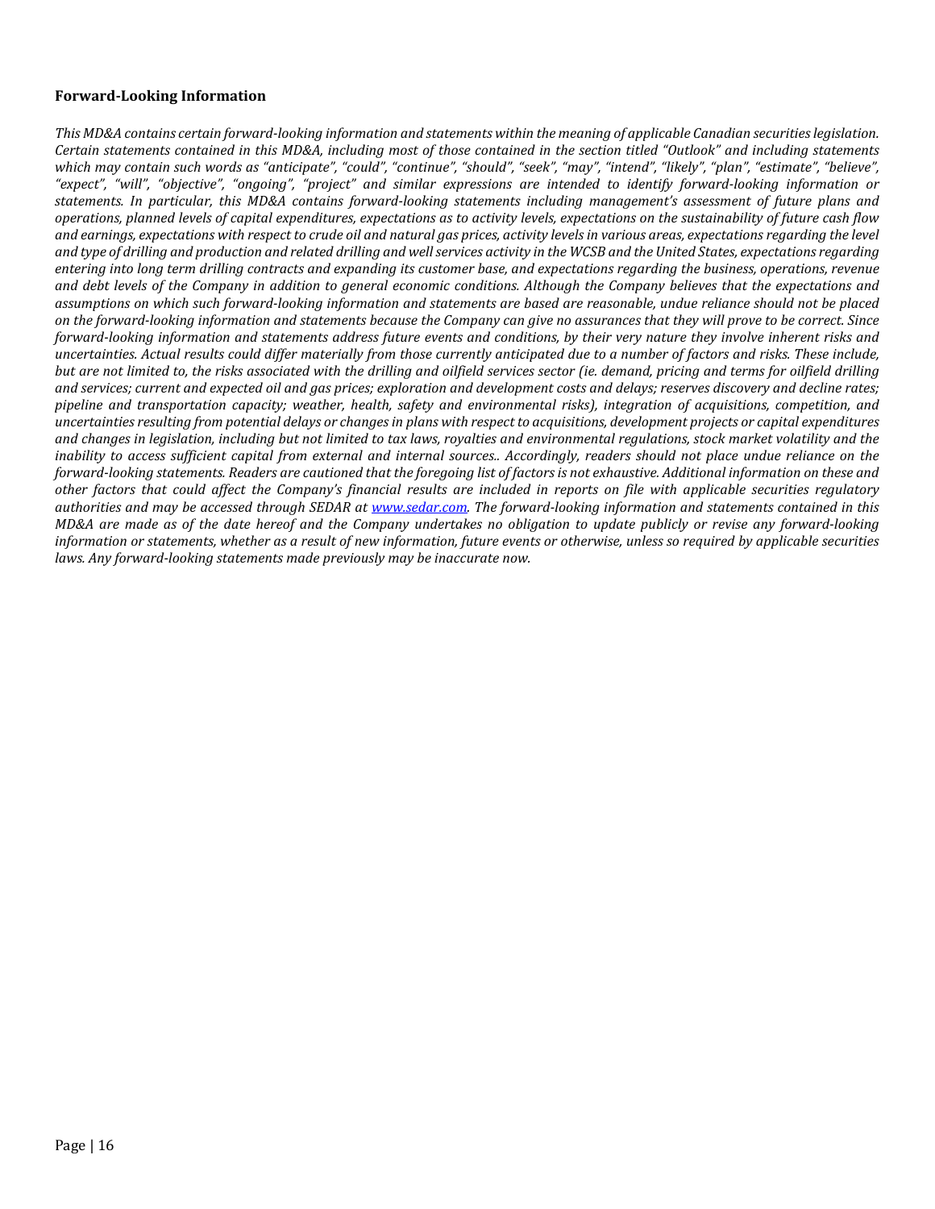**Forward-Looking Information**

*This MD&A contains certain forward-looking information and statements within the meaning of applicable Canadian securities legislation. Certain statements contained in this MD&A, including most of those contained in the section titled "Outlook" and including statements which may contain such words as "anticipate", "could", "continue", "should", "seek", "may", "intend", "likely", "plan", "estimate", "believe", "expect", "will", "objective", "ongoing", "project" and similar expressions are intended to identify forward-looking information or statements. In particular, this MD&A contains forward-looking statements including management's assessment of future plans and operations, planned levels of capital expenditures, expectations as to activity levels, expectations on the sustainability of future cash flow and earnings, expectations with respect to crude oil and natural gas prices, activity levels in various areas, expectations regarding the level and type of drilling and production and related drilling and well services activity in the WCSB and the United States, expectations regarding entering into long term drilling contracts and expanding its customer base, and expectations regarding the business, operations, revenue and debt levels of the Company in addition to general economic conditions. Although the Company believes that the expectations and assumptions on which such forward-looking information and statements are based are reasonable, undue reliance should not be placed on the forward-looking information and statements because the Company can give no assurances that they will prove to be correct. Since forward-looking information and statements address future events and conditions, by their very nature they involve inherent risks and uncertainties. Actual results could differ materially from those currently anticipated due to a number of factors and risks. These include, but are not limited to, the risks associated with the drilling and oilfield services sector (ie. demand, pricing and terms for oilfield drilling and services; current and expected oil and gas prices; exploration and development costs and delays; reserves discovery and decline rates; pipeline and transportation capacity; weather, health, safety and environmental risks), integration of acquisitions, competition, and uncertainties resulting from potential delays or changes in plans with respect to acquisitions, development projects or capital expenditures and changes in legislation, including but not limited to tax laws, royalties and environmental regulations, stock market volatility and the inability to access sufficient capital from external and internal sources.. Accordingly, readers should not place undue reliance on the forward-looking statements. Readers are cautioned that the foregoing list of factors is not exhaustive. Additional information on these and other factors that could affect the Company's financial results are included in reports on file with applicable securities regulatory authorities and may be accessed through SEDAR at [www.sedar.com](http://www.sedar.com). The forward-looking information and statements contained in this MD&A are made as of the date hereof and the Company undertakes no obligation to update publicly or revise any forward-looking information or statements, whether as a result of new information, future events or otherwise, unless so required by applicable securities laws. Any forward-looking statements made previously may be inaccurate now.*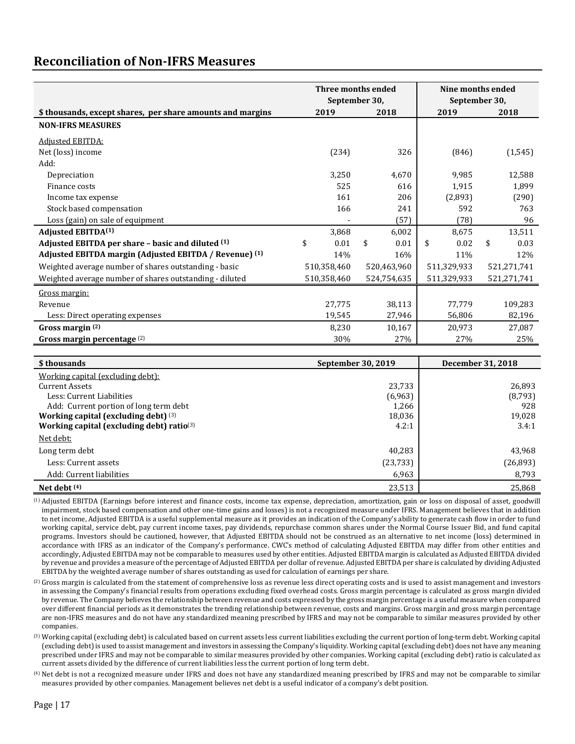## Reconciliation of Non-IFRS Measures

| | Three months ended September 30, | | Nine months ended September 30, | |
|---|---|---|---|---|
| $ thousands, except shares, per share amounts and margins | 2019 | 2018 | 2019 | 2018 |
| **NON-IFRS MEASURES** | | | | |
| Adjusted EBITDA: | | | | |
| Net (loss) income | (234) | 326 | (846) | (1,545) |
| Add: | | | | |
| Depreciation | 3,250 | 4,670 | 9,985 | 12,588 |
| Finance costs | 525 | 616 | 1,915 | 1,899 |
| Income tax expense | 161 | 206 | (2,893) | (290) |
| Stock based compensation | 166 | 241 | 592 | 763 |
| Loss (gain) on sale of equipment | - | (57) | (78) | 96 |
| **Adjusted EBITDA(1)** | 3,868 | 6,002 | 8,675 | 13,511 |
| **Adjusted EBITDA per share – basic and diluted (1)** | $ 0.01 | $ 0.01 | $ 0.02 | $ 0.03 |
| **Adjusted EBITDA margin (Adjusted EBITDA / Revenue) (1)** | 14% | 16% | 11% | 12% |
| Weighted average number of shares outstanding - basic | 510,358,460 | 520,463,960 | 511,329,933 | 521,271,741 |
| Weighted average number of shares outstanding - diluted | 510,358,460 | 524,754,635 | 511,329,933 | 521,271,741 |
| Gross margin: | | | | |
| Revenue | 27,775 | 38,113 | 77,779 | 109,283 |
| Less: Direct operating expenses | 19,545 | 27,946 | 56,806 | 82,196 |
| **Gross margin (2)** | 8,230 | 10,167 | 20,973 | 27,087 |
| **Gross margin percentage (2)** | 30% | 27% | 27% | 25% |

| $ thousands | September 30, 2019 | December 31, 2018 |
|---|---|---|
| Working capital (excluding debt): | | |
| Current Assets | 23,733 | 26,893 |
| Less: Current Liabilities | (6,963) | (8,793) |
| Add: Current portion of long term debt | 1,266 | 928 |
| **Working capital (excluding debt) (3)** | 18,036 | 19,028 |
| **Working capital (excluding debt) ratio(3)** | 4.2:1 | 3.4:1 |
| Net debt: | | |
| Long term debt | 40,283 | 43,968 |
| Less: Current assets | (23,733) | (26,893) |
| Add: Current liabilities | 6,963 | 8,793 |
| **Net debt (4)** | 23,513 | 25,868 |

(1) Adjusted EBITDA (Earnings before interest and finance costs, income tax expense, depreciation, amortization, gain or loss on disposal of asset, goodwill impairment, stock based compensation and other one-time gains and losses) is not a recognized measure under IFRS. Management believes that in addition to net income, Adjusted EBITDA is a useful supplemental measure as it provides an indication of the Company's ability to generate cash flow in order to fund working capital, service debt, pay current income taxes, pay dividends, repurchase common shares under the Normal Course Issuer Bid, and fund capital programs. Investors should be cautioned, however, that Adjusted EBITDA should not be construed as an alternative to net income (loss) determined in accordance with IFRS as an indicator of the Company's performance. CWC's method of calculating Adjusted EBITDA may differ from other entities and accordingly, Adjusted EBITDA may not be comparable to measures used by other entities. Adjusted EBITDA margin is calculated as Adjusted EBITDA divided by revenue and provides a measure of the percentage of Adjusted EBITDA per dollar of revenue. Adjusted EBITDA per share is calculated by dividing Adjusted EBITDA by the weighted average number of shares outstanding as used for calculation of earnings per share.

(2) Gross margin is calculated from the statement of comprehensive loss as revenue less direct operating costs and is used to assist management and investors in assessing the Company's financial results from operations excluding fixed overhead costs. Gross margin percentage is calculated as gross margin divided by revenue. The Company believes the relationship between revenue and costs expressed by the gross margin percentage is a useful measure when compared over different financial periods as it demonstrates the trending relationship between revenue, costs and margins. Gross margin and gross margin percentage are non-IFRS measures and do not have any standardized meaning prescribed by IFRS and may not be comparable to similar measures provided by other companies.

(3) Working capital (excluding debt) is calculated based on current assets less current liabilities excluding the current portion of long-term debt. Working capital (excluding debt) is used to assist management and investors in assessing the Company's liquidity. Working capital (excluding debt) does not have any meaning prescribed under IFRS and may not be comparable to similar measures provided by other companies. Working capital (excluding debt) ratio is calculated as current assets divided by the difference of current liabilities less the current portion of long term debt.

(4) Net debt is not a recognized measure under IFRS and does not have any standardized meaning prescribed by IFRS and may not be comparable to similar measures provided by other companies. Management believes net debt is a useful indicator of a company's debt position.